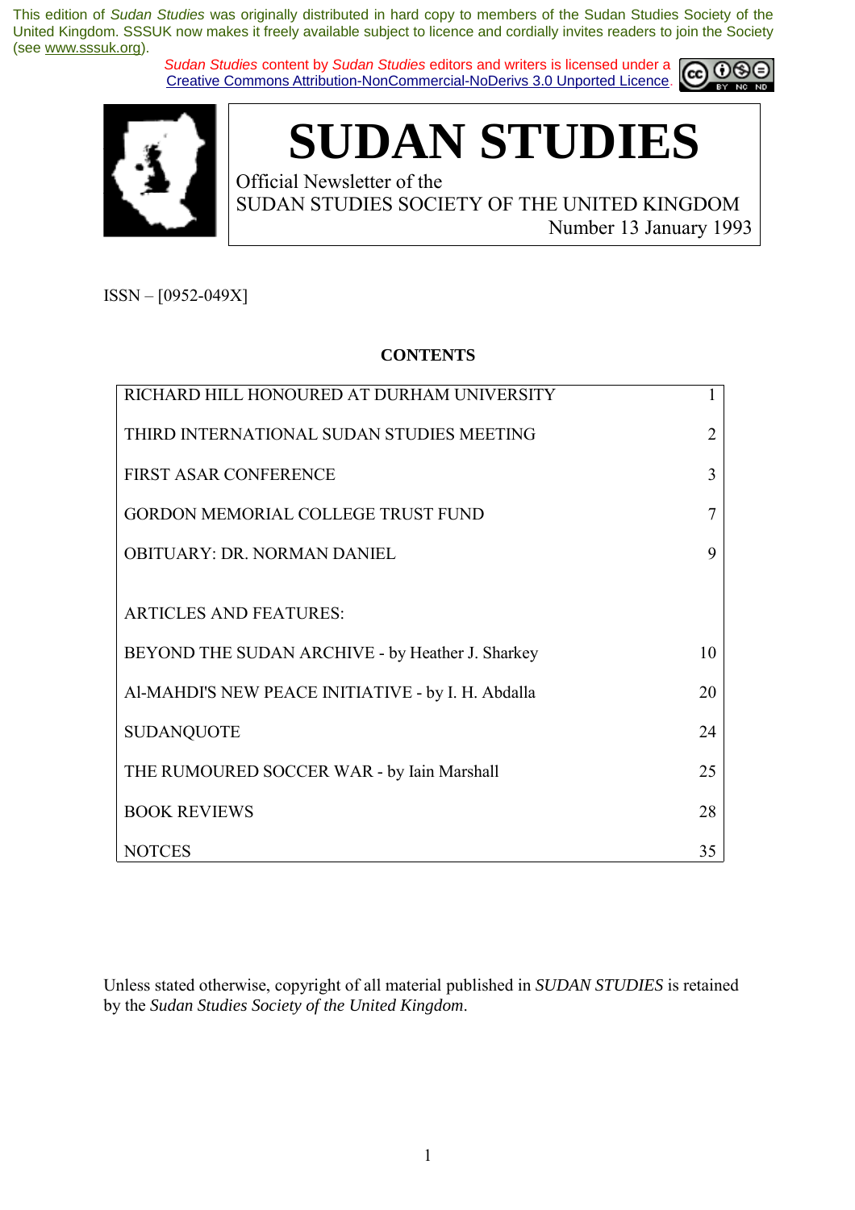This edition of *Sudan Studies* was originally distributed in hard copy to members of the Sudan Studies Society of the United Kingdom. SSSUK now makes it freely available subject to licence and cordially invites readers to join the Society (see www.sssuk.org).

*Sudan Studies* content by *Sudan Studies* editors and writers is licensed under a Creative Commons Attribution-NonCommercial-NoDerivs 3.0 Unported Licence.

# SUDAN STUDIES

Official Newsletter of the
SUDAN STUDIES SOCIETY OF THE UNITED KINGDOM
Number 13 January 1993

ISSN – [0952-049X]

## CONTENTS

| | |
|---|---|
| RICHARD HILL HONOURED AT DURHAM UNIVERSITY | 1 |
| THIRD INTERNATIONAL SUDAN STUDIES MEETING | 2 |
| FIRST ASAR CONFERENCE | 3 |
| GORDON MEMORIAL COLLEGE TRUST FUND | 7 |
| OBITUARY: DR. NORMAN DANIEL | 9 |
| ARTICLES AND FEATURES: | |
| BEYOND THE SUDAN ARCHIVE - by Heather J. Sharkey | 10 |
| Al-MAHDI'S NEW PEACE INITIATIVE - by I. H. Abdalla | 20 |
| SUDANQUOTE | 24 |
| THE RUMOURED SOCCER WAR - by Iain Marshall | 25 |
| BOOK REVIEWS | 28 |
| NOTCES | 35 |

Unless stated otherwise, copyright of all material published in *SUDAN STUDIES* is retained by the *Sudan Studies Society of the United Kingdom*.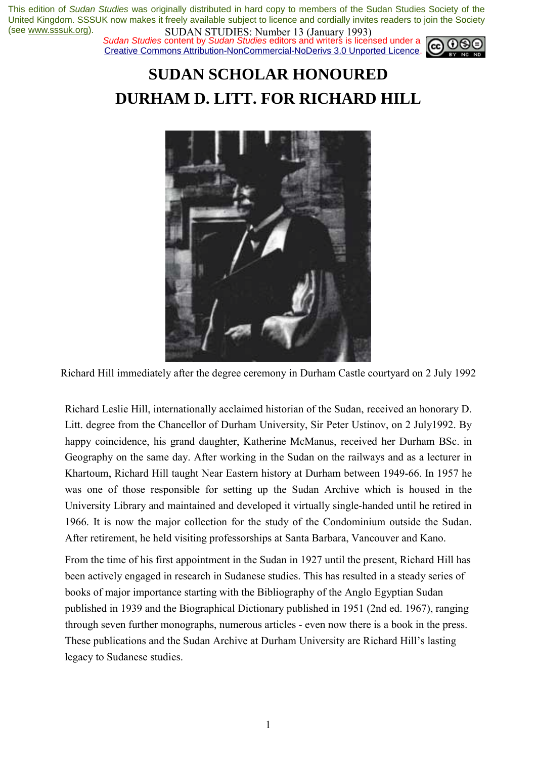This edition of *Sudan Studies* was originally distributed in hard copy to members of the Sudan Studies Society of the United Kingdom. SSSUK now makes it freely available subject to licence and cordially invites readers to join the Society (see www.sssuk.org).

*Sudan Studies* content by *Sudan Studies* editors and writers is licensed under a Creative Commons Attribution-NonCommercial-NoDerivs 3.0 Unported Licence.

SUDAN STUDIES: Number 13 (January 1993)

# SUDAN SCHOLAR HONOURED
# DURHAM D. LITT. FOR RICHARD HILL

Richard Hill immediately after the degree ceremony in Durham Castle courtyard on 2 July 1992

Richard Leslie Hill, internationally acclaimed historian of the Sudan, received an honorary D. Litt. degree from the Chancellor of Durham University, Sir Peter Ustinov, on 2 July1992. By happy coincidence, his grand daughter, Katherine McManus, received her Durham BSc. in Geography on the same day. After working in the Sudan on the railways and as a lecturer in Khartoum, Richard Hill taught Near Eastern history at Durham between 1949-66. In 1957 he was one of those responsible for setting up the Sudan Archive which is housed in the University Library and maintained and developed it virtually single-handed until he retired in 1966. It is now the major collection for the study of the Condominium outside the Sudan. After retirement, he held visiting professorships at Santa Barbara, Vancouver and Kano.

From the time of his first appointment in the Sudan in 1927 until the present, Richard Hill has been actively engaged in research in Sudanese studies. This has resulted in a steady series of books of major importance starting with the Bibliography of the Anglo Egyptian Sudan published in 1939 and the Biographical Dictionary published in 1951 (2nd ed. 1967), ranging through seven further monographs, numerous articles - even now there is a book in the press. These publications and the Sudan Archive at Durham University are Richard Hill's lasting legacy to Sudanese studies.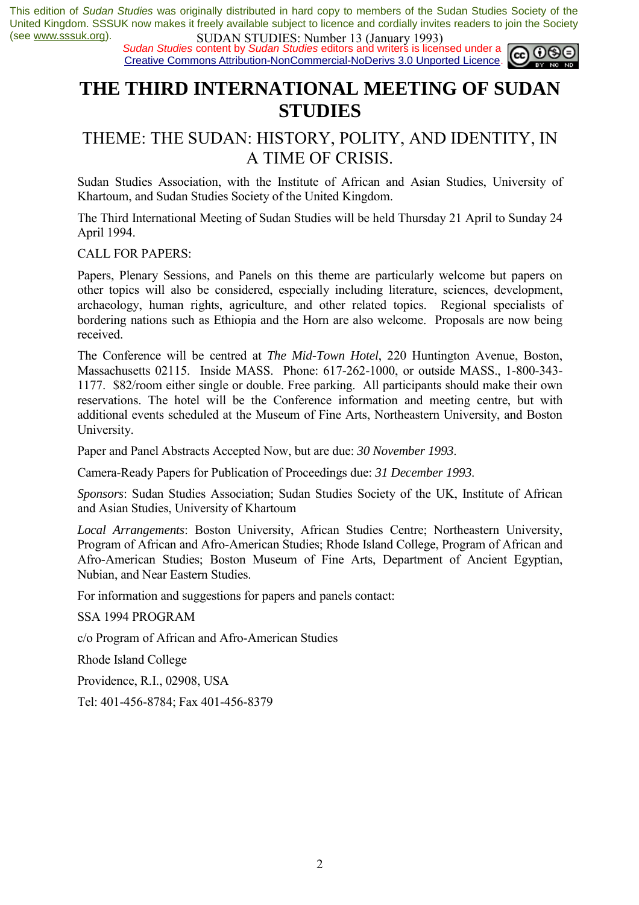# THE THIRD INTERNATIONAL MEETING OF SUDAN STUDIES

## THEME: THE SUDAN: HISTORY, POLITY, AND IDENTITY, IN A TIME OF CRISIS.

Sudan Studies Association, with the Institute of African and Asian Studies, University of Khartoum, and Sudan Studies Society of the United Kingdom.

The Third International Meeting of Sudan Studies will be held Thursday 21 April to Sunday 24 April 1994.

CALL FOR PAPERS:

Papers, Plenary Sessions, and Panels on this theme are particularly welcome but papers on other topics will also be considered, especially including literature, sciences, development, archaeology, human rights, agriculture, and other related topics. Regional specialists of bordering nations such as Ethiopia and the Horn are also welcome. Proposals are now being received.

The Conference will be centred at *The Mid-Town Hotel*, 220 Huntington Avenue, Boston, Massachusetts 02115. Inside MASS. Phone: 617-262-1000, or outside MASS., 1-800-343-1177. $82/room either single or double. Free parking. All participants should make their own reservations. The hotel will be the Conference information and meeting centre, but with additional events scheduled at the Museum of Fine Arts, Northeastern University, and Boston University.

Paper and Panel Abstracts Accepted Now, but are due: *30 November 1993*.

Camera-Ready Papers for Publication of Proceedings due: *31 December 1993*.

*Sponsors*: Sudan Studies Association; Sudan Studies Society of the UK, Institute of African and Asian Studies, University of Khartoum

*Local Arrangements*: Boston University, African Studies Centre; Northeastern University, Program of African and Afro-American Studies; Rhode Island College, Program of African and Afro-American Studies; Boston Museum of Fine Arts, Department of Ancient Egyptian, Nubian, and Near Eastern Studies.

For information and suggestions for papers and panels contact:

SSA 1994 PROGRAM

c/o Program of African and Afro-American Studies

Rhode Island College

Providence, R.I., 02908, USA

Tel: 401-456-8784; Fax 401-456-8379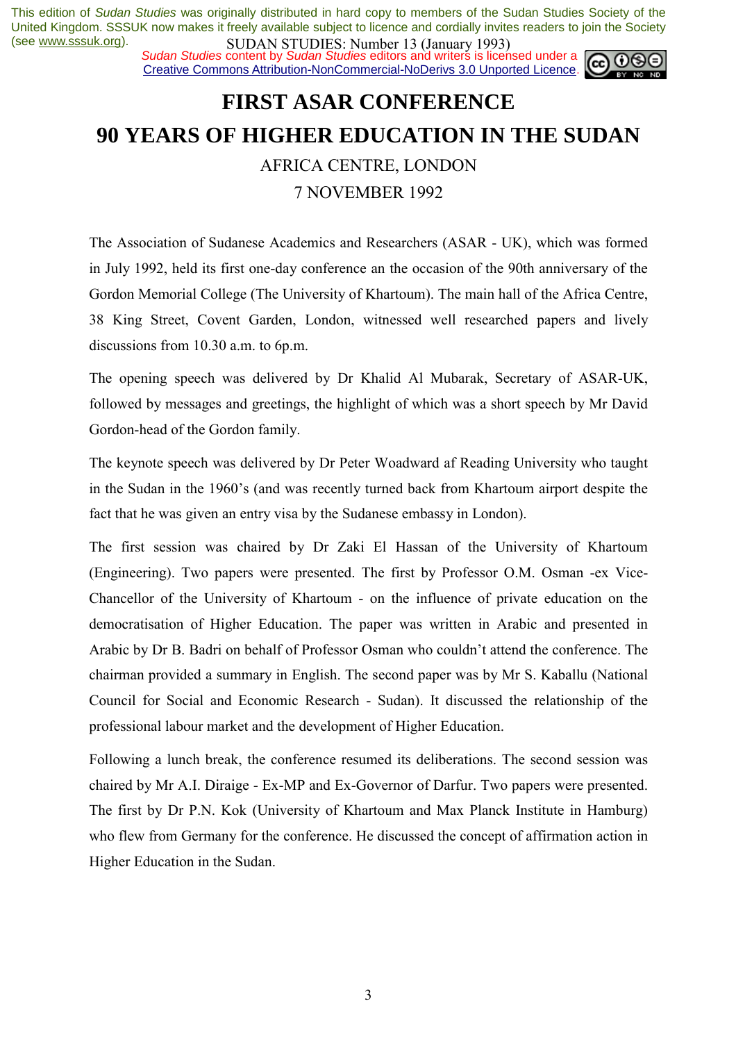# FIRST ASAR CONFERENCE

# 90 YEARS OF HIGHER EDUCATION IN THE SUDAN

AFRICA CENTRE, LONDON

7 NOVEMBER 1992

The Association of Sudanese Academics and Researchers (ASAR - UK), which was formed in July 1992, held its first one-day conference an the occasion of the 90th anniversary of the Gordon Memorial College (The University of Khartoum). The main hall of the Africa Centre, 38 King Street, Covent Garden, London, witnessed well researched papers and lively discussions from 10.30 a.m. to 6p.m.

The opening speech was delivered by Dr Khalid Al Mubarak, Secretary of ASAR-UK, followed by messages and greetings, the highlight of which was a short speech by Mr David Gordon-head of the Gordon family.

The keynote speech was delivered by Dr Peter Woadward af Reading University who taught in the Sudan in the 1960's (and was recently turned back from Khartoum airport despite the fact that he was given an entry visa by the Sudanese embassy in London).

The first session was chaired by Dr Zaki El Hassan of the University of Khartoum (Engineering). Two papers were presented. The first by Professor O.M. Osman -ex Vice-Chancellor of the University of Khartoum - on the influence of private education on the democratisation of Higher Education. The paper was written in Arabic and presented in Arabic by Dr B. Badri on behalf of Professor Osman who couldn't attend the conference. The chairman provided a summary in English. The second paper was by Mr S. Kaballu (National Council for Social and Economic Research - Sudan). It discussed the relationship of the professional labour market and the development of Higher Education.

Following a lunch break, the conference resumed its deliberations. The second session was chaired by Mr A.I. Diraige - Ex-MP and Ex-Governor of Darfur. Two papers were presented. The first by Dr P.N. Kok (University of Khartoum and Max Planck Institute in Hamburg) who flew from Germany for the conference. He discussed the concept of affirmation action in Higher Education in the Sudan.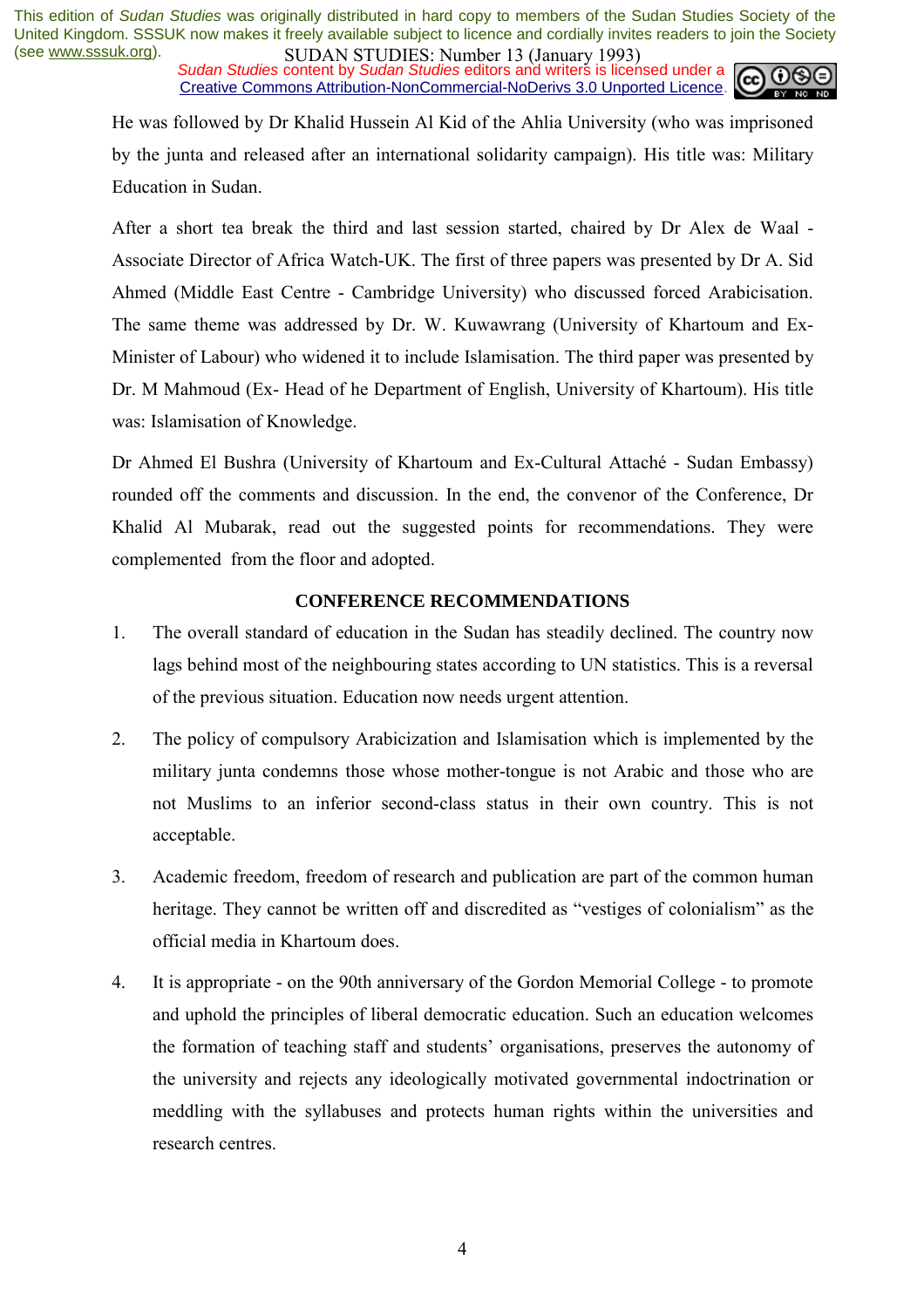He was followed by Dr Khalid Hussein Al Kid of the Ahlia University (who was imprisoned by the junta and released after an international solidarity campaign). His title was: Military Education in Sudan.

After a short tea break the third and last session started, chaired by Dr Alex de Waal - Associate Director of Africa Watch-UK. The first of three papers was presented by Dr A. Sid Ahmed (Middle East Centre - Cambridge University) who discussed forced Arabicisation. The same theme was addressed by Dr. W. Kuwawrang (University of Khartoum and Ex-Minister of Labour) who widened it to include Islamisation. The third paper was presented by Dr. M Mahmoud (Ex- Head of he Department of English, University of Khartoum). His title was: Islamisation of Knowledge.

Dr Ahmed El Bushra (University of Khartoum and Ex-Cultural Attaché - Sudan Embassy) rounded off the comments and discussion. In the end, the convenor of the Conference, Dr Khalid Al Mubarak, read out the suggested points for recommendations. They were complemented from the floor and adopted.

**CONFERENCE RECOMMENDATIONS**

1. The overall standard of education in the Sudan has steadily declined. The country now lags behind most of the neighbouring states according to UN statistics. This is a reversal of the previous situation. Education now needs urgent attention.

2. The policy of compulsory Arabicization and Islamisation which is implemented by the military junta condemns those whose mother-tongue is not Arabic and those who are not Muslims to an inferior second-class status in their own country. This is not acceptable.

3. Academic freedom, freedom of research and publication are part of the common human heritage. They cannot be written off and discredited as "vestiges of colonialism" as the official media in Khartoum does.

4. It is appropriate - on the 90th anniversary of the Gordon Memorial College - to promote and uphold the principles of liberal democratic education. Such an education welcomes the formation of teaching staff and students' organisations, preserves the autonomy of the university and rejects any ideologically motivated governmental indoctrination or meddling with the syllabuses and protects human rights within the universities and research centres.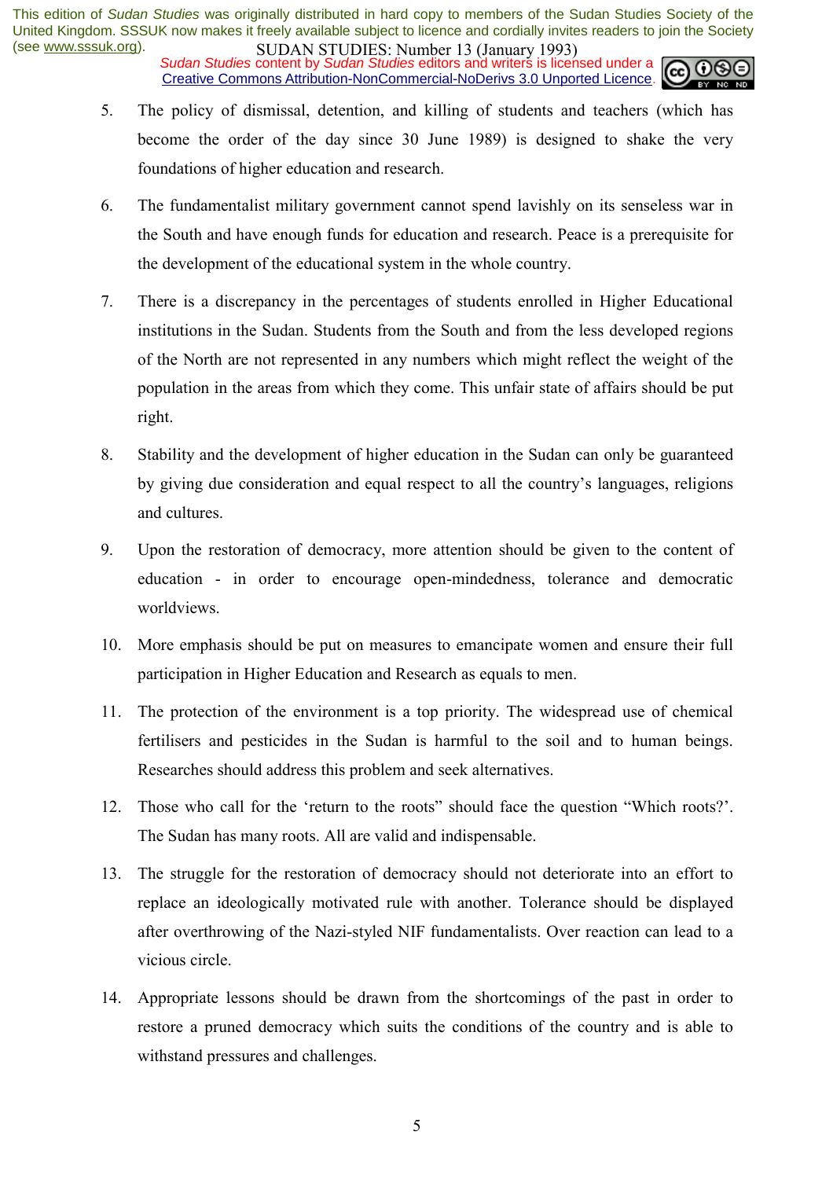5. The policy of dismissal, detention, and killing of students and teachers (which has become the order of the day since 30 June 1989) is designed to shake the very foundations of higher education and research.

6. The fundamentalist military government cannot spend lavishly on its senseless war in the South and have enough funds for education and research. Peace is a prerequisite for the development of the educational system in the whole country.

7. There is a discrepancy in the percentages of students enrolled in Higher Educational institutions in the Sudan. Students from the South and from the less developed regions of the North are not represented in any numbers which might reflect the weight of the population in the areas from which they come. This unfair state of affairs should be put right.

8. Stability and the development of higher education in the Sudan can only be guaranteed by giving due consideration and equal respect to all the country's languages, religions and cultures.

9. Upon the restoration of democracy, more attention should be given to the content of education - in order to encourage open-mindedness, tolerance and democratic worldviews.

10. More emphasis should be put on measures to emancipate women and ensure their full participation in Higher Education and Research as equals to men.

11. The protection of the environment is a top priority. The widespread use of chemical fertilisers and pesticides in the Sudan is harmful to the soil and to human beings. Researches should address this problem and seek alternatives.

12. Those who call for the 'return to the roots" should face the question "Which roots?'. The Sudan has many roots. All are valid and indispensable.

13. The struggle for the restoration of democracy should not deteriorate into an effort to replace an ideologically motivated rule with another. Tolerance should be displayed after overthrowing of the Nazi-styled NIF fundamentalists. Over reaction can lead to a vicious circle.

14. Appropriate lessons should be drawn from the shortcomings of the past in order to restore a pruned democracy which suits the conditions of the country and is able to withstand pressures and challenges.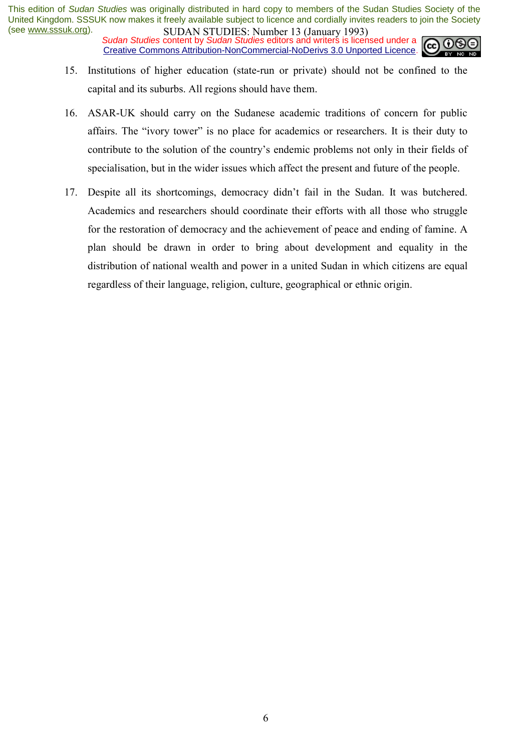15. Institutions of higher education (state-run or private) should not be confined to the capital and its suburbs. All regions should have them.

16. ASAR-UK should carry on the Sudanese academic traditions of concern for public affairs. The "ivory tower" is no place for academics or researchers. It is their duty to contribute to the solution of the country's endemic problems not only in their fields of specialisation, but in the wider issues which affect the present and future of the people.

17. Despite all its shortcomings, democracy didn't fail in the Sudan. It was butchered. Academics and researchers should coordinate their efforts with all those who struggle for the restoration of democracy and the achievement of peace and ending of famine. A plan should be drawn in order to bring about development and equality in the distribution of national wealth and power in a united Sudan in which citizens are equal regardless of their language, religion, culture, geographical or ethnic origin.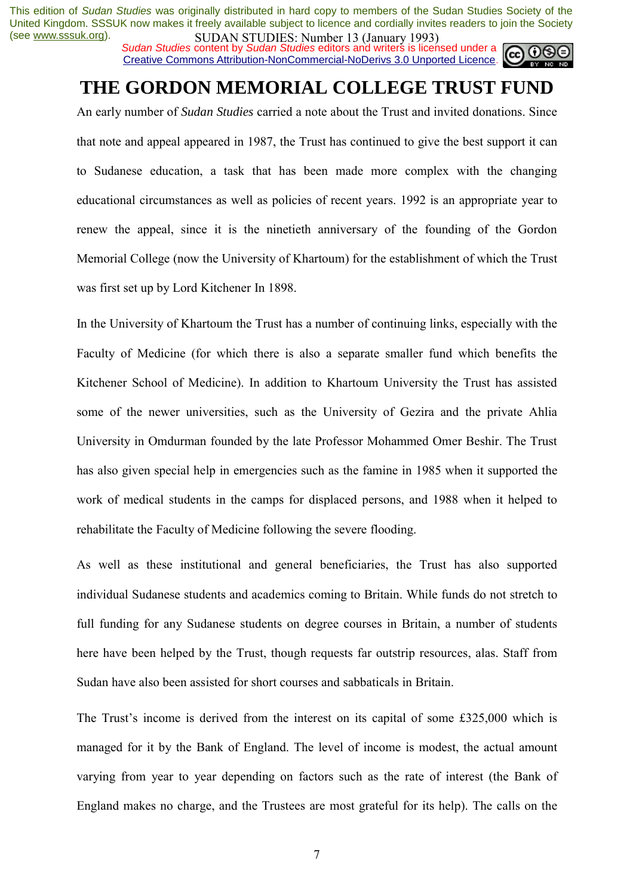# THE GORDON MEMORIAL COLLEGE TRUST FUND

An early number of *Sudan Studies* carried a note about the Trust and invited donations. Since that note and appeal appeared in 1987, the Trust has continued to give the best support it can to Sudanese education, a task that has been made more complex with the changing educational circumstances as well as policies of recent years. 1992 is an appropriate year to renew the appeal, since it is the ninetieth anniversary of the founding of the Gordon Memorial College (now the University of Khartoum) for the establishment of which the Trust was first set up by Lord Kitchener In 1898.

In the University of Khartoum the Trust has a number of continuing links, especially with the Faculty of Medicine (for which there is also a separate smaller fund which benefits the Kitchener School of Medicine). In addition to Khartoum University the Trust has assisted some of the newer universities, such as the University of Gezira and the private Ahlia University in Omdurman founded by the late Professor Mohammed Omer Beshir. The Trust has also given special help in emergencies such as the famine in 1985 when it supported the work of medical students in the camps for displaced persons, and 1988 when it helped to rehabilitate the Faculty of Medicine following the severe flooding.

As well as these institutional and general beneficiaries, the Trust has also supported individual Sudanese students and academics coming to Britain. While funds do not stretch to full funding for any Sudanese students on degree courses in Britain, a number of students here have been helped by the Trust, though requests far outstrip resources, alas. Staff from Sudan have also been assisted for short courses and sabbaticals in Britain.

The Trust's income is derived from the interest on its capital of some £325,000 which is managed for it by the Bank of England. The level of income is modest, the actual amount varying from year to year depending on factors such as the rate of interest (the Bank of England makes no charge, and the Trustees are most grateful for its help). The calls on the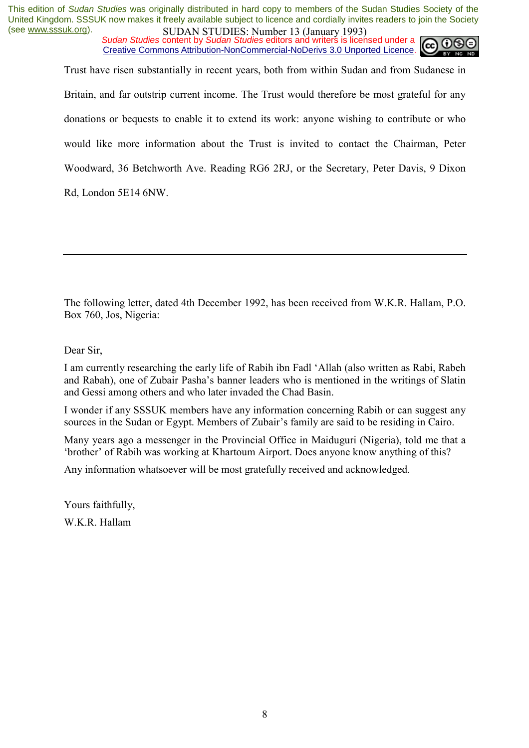Trust have risen substantially in recent years, both from within Sudan and from Sudanese in Britain, and far outstrip current income. The Trust would therefore be most grateful for any donations or bequests to enable it to extend its work: anyone wishing to contribute or who would like more information about the Trust is invited to contact the Chairman, Peter Woodward, 36 Betchworth Ave. Reading RG6 2RJ, or the Secretary, Peter Davis, 9 Dixon Rd, London 5E14 6NW.

---

The following letter, dated 4th December 1992, has been received from W.K.R. Hallam, P.O. Box 760, Jos, Nigeria:

Dear Sir,

I am currently researching the early life of Rabih ibn Fadl 'Allah (also written as Rabi, Rabeh and Rabah), one of Zubair Pasha's banner leaders who is mentioned in the writings of Slatin and Gessi among others and who later invaded the Chad Basin.

I wonder if any SSSUK members have any information concerning Rabih or can suggest any sources in the Sudan or Egypt. Members of Zubair's family are said to be residing in Cairo.

Many years ago a messenger in the Provincial Office in Maiduguri (Nigeria), told me that a 'brother' of Rabih was working at Khartoum Airport. Does anyone know anything of this?

Any information whatsoever will be most gratefully received and acknowledged.

Yours faithfully,

W.K.R. Hallam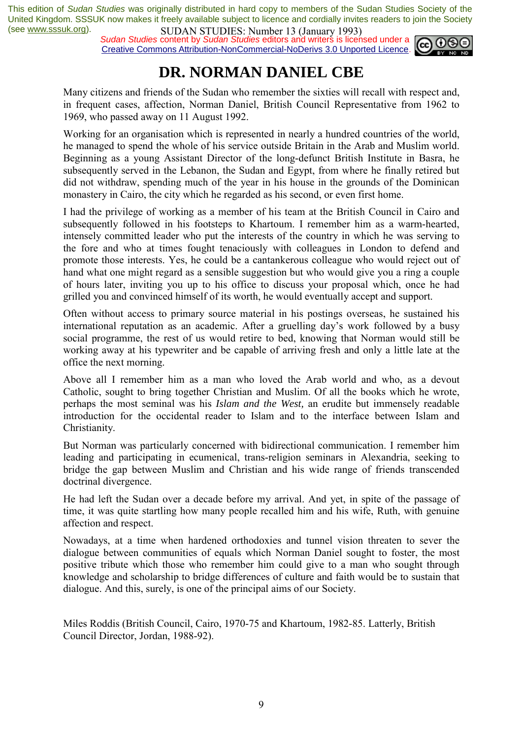# DR. NORMAN DANIEL CBE

Many citizens and friends of the Sudan who remember the sixties will recall with respect and, in frequent cases, affection, Norman Daniel, British Council Representative from 1962 to 1969, who passed away on 11 August 1992.

Working for an organisation which is represented in nearly a hundred countries of the world, he managed to spend the whole of his service outside Britain in the Arab and Muslim world. Beginning as a young Assistant Director of the long-defunct British Institute in Basra, he subsequently served in the Lebanon, the Sudan and Egypt, from where he finally retired but did not withdraw, spending much of the year in his house in the grounds of the Dominican monastery in Cairo, the city which he regarded as his second, or even first home.

I had the privilege of working as a member of his team at the British Council in Cairo and subsequently followed in his footsteps to Khartoum. I remember him as a warm-hearted, intensely committed leader who put the interests of the country in which he was serving to the fore and who at times fought tenaciously with colleagues in London to defend and promote those interests. Yes, he could be a cantankerous colleague who would reject out of hand what one might regard as a sensible suggestion but who would give you a ring a couple of hours later, inviting you up to his office to discuss your proposal which, once he had grilled you and convinced himself of its worth, he would eventually accept and support.

Often without access to primary source material in his postings overseas, he sustained his international reputation as an academic. After a gruelling day's work followed by a busy social programme, the rest of us would retire to bed, knowing that Norman would still be working away at his typewriter and be capable of arriving fresh and only a little late at the office the next morning.

Above all I remember him as a man who loved the Arab world and who, as a devout Catholic, sought to bring together Christian and Muslim. Of all the books which he wrote, perhaps the most seminal was his *Islam and the West*, an erudite but immensely readable introduction for the occidental reader to Islam and to the interface between Islam and Christianity.

But Norman was particularly concerned with bidirectional communication. I remember him leading and participating in ecumenical, trans-religion seminars in Alexandria, seeking to bridge the gap between Muslim and Christian and his wide range of friends transcended doctrinal divergence.

He had left the Sudan over a decade before my arrival. And yet, in spite of the passage of time, it was quite startling how many people recalled him and his wife, Ruth, with genuine affection and respect.

Nowadays, at a time when hardened orthodoxies and tunnel vision threaten to sever the dialogue between communities of equals which Norman Daniel sought to foster, the most positive tribute which those who remember him could give to a man who sought through knowledge and scholarship to bridge differences of culture and faith would be to sustain that dialogue. And this, surely, is one of the principal aims of our Society.

Miles Roddis (British Council, Cairo, 1970-75 and Khartoum, 1982-85. Latterly, British Council Director, Jordan, 1988-92).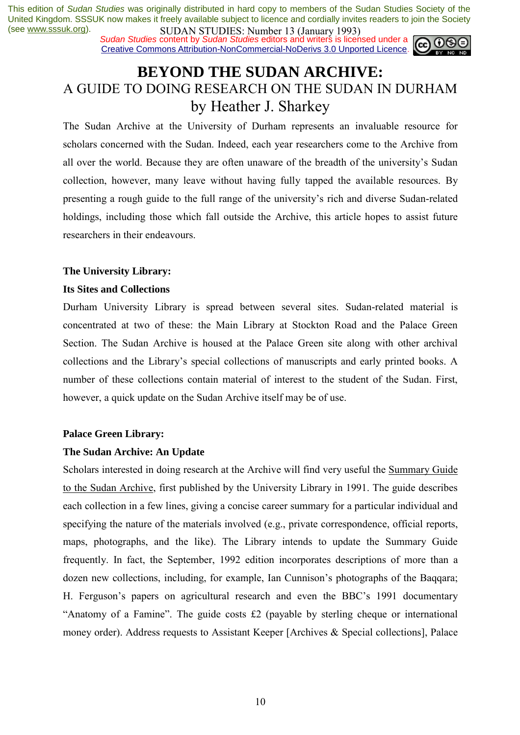# BEYOND THE SUDAN ARCHIVE:

## A GUIDE TO DOING RESEARCH ON THE SUDAN IN DURHAM

### by Heather J. Sharkey

The Sudan Archive at the University of Durham represents an invaluable resource for scholars concerned with the Sudan. Indeed, each year researchers come to the Archive from all over the world. Because they are often unaware of the breadth of the university's Sudan collection, however, many leave without having fully tapped the available resources. By presenting a rough guide to the full range of the university's rich and diverse Sudan-related holdings, including those which fall outside the Archive, this article hopes to assist future researchers in their endeavours.

**The University Library:**

**Its Sites and Collections**

Durham University Library is spread between several sites. Sudan-related material is concentrated at two of these: the Main Library at Stockton Road and the Palace Green Section. The Sudan Archive is housed at the Palace Green site along with other archival collections and the Library's special collections of manuscripts and early printed books. A number of these collections contain material of interest to the student of the Sudan. First, however, a quick update on the Sudan Archive itself may be of use.

**Palace Green Library:**

**The Sudan Archive: An Update**

Scholars interested in doing research at the Archive will find very useful the Summary Guide to the Sudan Archive, first published by the University Library in 1991. The guide describes each collection in a few lines, giving a concise career summary for a particular individual and specifying the nature of the materials involved (e.g., private correspondence, official reports, maps, photographs, and the like). The Library intends to update the Summary Guide frequently. In fact, the September, 1992 edition incorporates descriptions of more than a dozen new collections, including, for example, Ian Cunnison's photographs of the Baqqara; H. Ferguson's papers on agricultural research and even the BBC's 1991 documentary "Anatomy of a Famine". The guide costs £2 (payable by sterling cheque or international money order). Address requests to Assistant Keeper [Archives & Special collections], Palace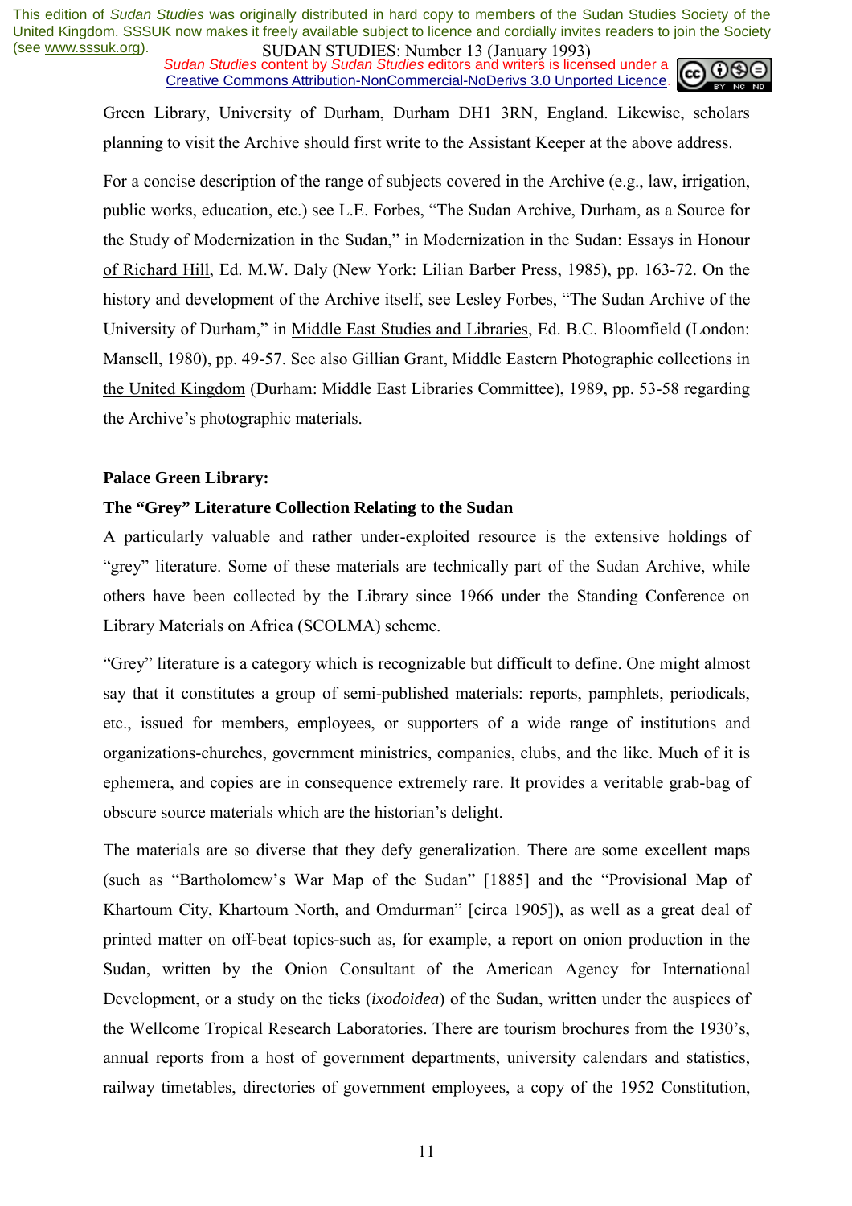Green Library, University of Durham, Durham DH1 3RN, England. Likewise, scholars planning to visit the Archive should first write to the Assistant Keeper at the above address.

For a concise description of the range of subjects covered in the Archive (e.g., law, irrigation, public works, education, etc.) see L.E. Forbes, "The Sudan Archive, Durham, as a Source for the Study of Modernization in the Sudan," in Modernization in the Sudan: Essays in Honour of Richard Hill, Ed. M.W. Daly (New York: Lilian Barber Press, 1985), pp. 163-72. On the history and development of the Archive itself, see Lesley Forbes, "The Sudan Archive of the University of Durham," in Middle East Studies and Libraries, Ed. B.C. Bloomfield (London: Mansell, 1980), pp. 49-57. See also Gillian Grant, Middle Eastern Photographic collections in the United Kingdom (Durham: Middle East Libraries Committee), 1989, pp. 53-58 regarding the Archive's photographic materials.

**Palace Green Library:**

**The "Grey" Literature Collection Relating to the Sudan**

A particularly valuable and rather under-exploited resource is the extensive holdings of "grey" literature. Some of these materials are technically part of the Sudan Archive, while others have been collected by the Library since 1966 under the Standing Conference on Library Materials on Africa (SCOLMA) scheme.

"Grey" literature is a category which is recognizable but difficult to define. One might almost say that it constitutes a group of semi-published materials: reports, pamphlets, periodicals, etc., issued for members, employees, or supporters of a wide range of institutions and organizations-churches, government ministries, companies, clubs, and the like. Much of it is ephemera, and copies are in consequence extremely rare. It provides a veritable grab-bag of obscure source materials which are the historian's delight.

The materials are so diverse that they defy generalization. There are some excellent maps (such as "Bartholomew's War Map of the Sudan" [1885] and the "Provisional Map of Khartoum City, Khartoum North, and Omdurman" [circa 1905]), as well as a great deal of printed matter on off-beat topics-such as, for example, a report on onion production in the Sudan, written by the Onion Consultant of the American Agency for International Development, or a study on the ticks (*ixodoidea*) of the Sudan, written under the auspices of the Wellcome Tropical Research Laboratories. There are tourism brochures from the 1930's, annual reports from a host of government departments, university calendars and statistics, railway timetables, directories of government employees, a copy of the 1952 Constitution,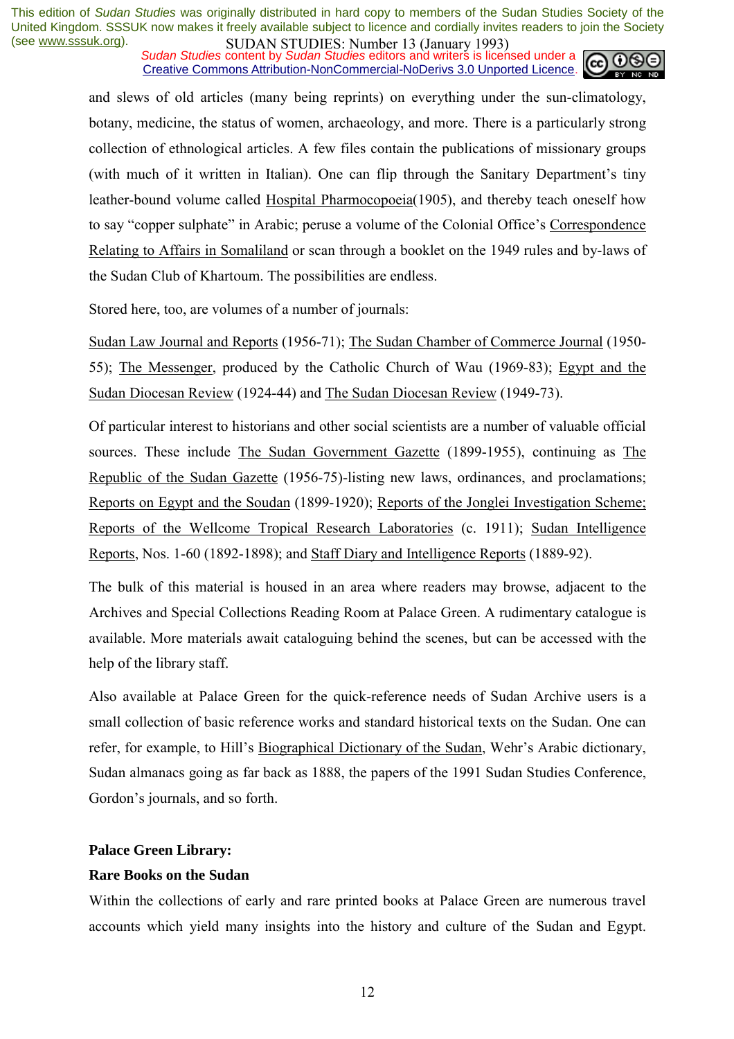and slews of old articles (many being reprints) on everything under the sun-climatology, botany, medicine, the status of women, archaeology, and more. There is a particularly strong collection of ethnological articles. A few files contain the publications of missionary groups (with much of it written in Italian). One can flip through the Sanitary Department's tiny leather-bound volume called Hospital Pharmocopoeia(1905), and thereby teach oneself how to say "copper sulphate" in Arabic; peruse a volume of the Colonial Office's Correspondence Relating to Affairs in Somaliland or scan through a booklet on the 1949 rules and by-laws of the Sudan Club of Khartoum. The possibilities are endless.

Stored here, too, are volumes of a number of journals:

Sudan Law Journal and Reports (1956-71); The Sudan Chamber of Commerce Journal (1950-55); The Messenger, produced by the Catholic Church of Wau (1969-83); Egypt and the Sudan Diocesan Review (1924-44) and The Sudan Diocesan Review (1949-73).

Of particular interest to historians and other social scientists are a number of valuable official sources. These include The Sudan Government Gazette (1899-1955), continuing as The Republic of the Sudan Gazette (1956-75)-listing new laws, ordinances, and proclamations; Reports on Egypt and the Soudan (1899-1920); Reports of the Jonglei Investigation Scheme; Reports of the Wellcome Tropical Research Laboratories (c. 1911); Sudan Intelligence Reports, Nos. 1-60 (1892-1898); and Staff Diary and Intelligence Reports (1889-92).

The bulk of this material is housed in an area where readers may browse, adjacent to the Archives and Special Collections Reading Room at Palace Green. A rudimentary catalogue is available. More materials await cataloguing behind the scenes, but can be accessed with the help of the library staff.

Also available at Palace Green for the quick-reference needs of Sudan Archive users is a small collection of basic reference works and standard historical texts on the Sudan. One can refer, for example, to Hill's Biographical Dictionary of the Sudan, Wehr's Arabic dictionary, Sudan almanacs going as far back as 1888, the papers of the 1991 Sudan Studies Conference, Gordon's journals, and so forth.

**Palace Green Library:**

**Rare Books on the Sudan**

Within the collections of early and rare printed books at Palace Green are numerous travel accounts which yield many insights into the history and culture of the Sudan and Egypt.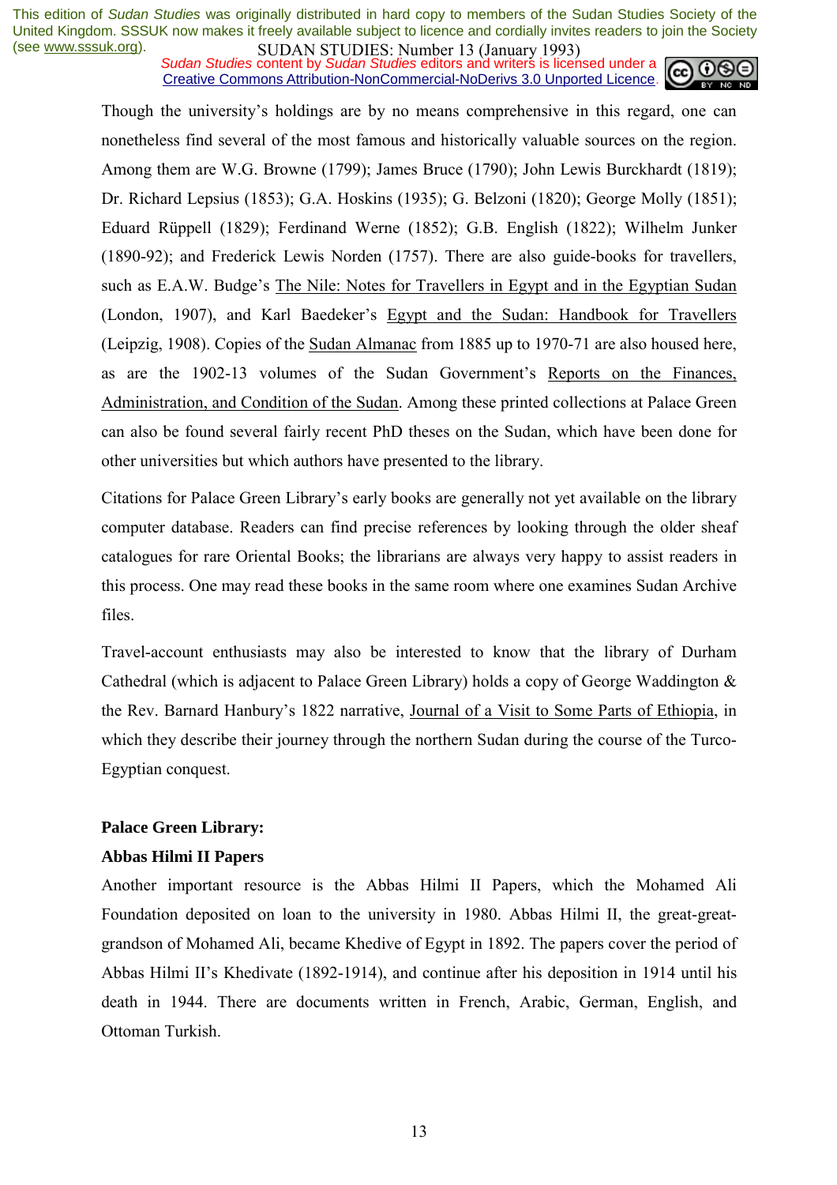Though the university's holdings are by no means comprehensive in this regard, one can nonetheless find several of the most famous and historically valuable sources on the region. Among them are W.G. Browne (1799); James Bruce (1790); John Lewis Burckhardt (1819); Dr. Richard Lepsius (1853); G.A. Hoskins (1935); G. Belzoni (1820); George Molly (1851); Eduard Rüppell (1829); Ferdinand Werne (1852); G.B. English (1822); Wilhelm Junker (1890-92); and Frederick Lewis Norden (1757). There are also guide-books for travellers, such as E.A.W. Budge's The Nile: Notes for Travellers in Egypt and in the Egyptian Sudan (London, 1907), and Karl Baedeker's Egypt and the Sudan: Handbook for Travellers (Leipzig, 1908). Copies of the Sudan Almanac from 1885 up to 1970-71 are also housed here, as are the 1902-13 volumes of the Sudan Government's Reports on the Finances, Administration, and Condition of the Sudan. Among these printed collections at Palace Green can also be found several fairly recent PhD theses on the Sudan, which have been done for other universities but which authors have presented to the library.

Citations for Palace Green Library's early books are generally not yet available on the library computer database. Readers can find precise references by looking through the older sheaf catalogues for rare Oriental Books; the librarians are always very happy to assist readers in this process. One may read these books in the same room where one examines Sudan Archive files.

Travel-account enthusiasts may also be interested to know that the library of Durham Cathedral (which is adjacent to Palace Green Library) holds a copy of George Waddington & the Rev. Barnard Hanbury's 1822 narrative, Journal of a Visit to Some Parts of Ethiopia, in which they describe their journey through the northern Sudan during the course of the Turco-Egyptian conquest.

**Palace Green Library:**

**Abbas Hilmi II Papers**

Another important resource is the Abbas Hilmi II Papers, which the Mohamed Ali Foundation deposited on loan to the university in 1980. Abbas Hilmi II, the great-great-grandson of Mohamed Ali, became Khedive of Egypt in 1892. The papers cover the period of Abbas Hilmi II's Khedivate (1892-1914), and continue after his deposition in 1914 until his death in 1944. There are documents written in French, Arabic, German, English, and Ottoman Turkish.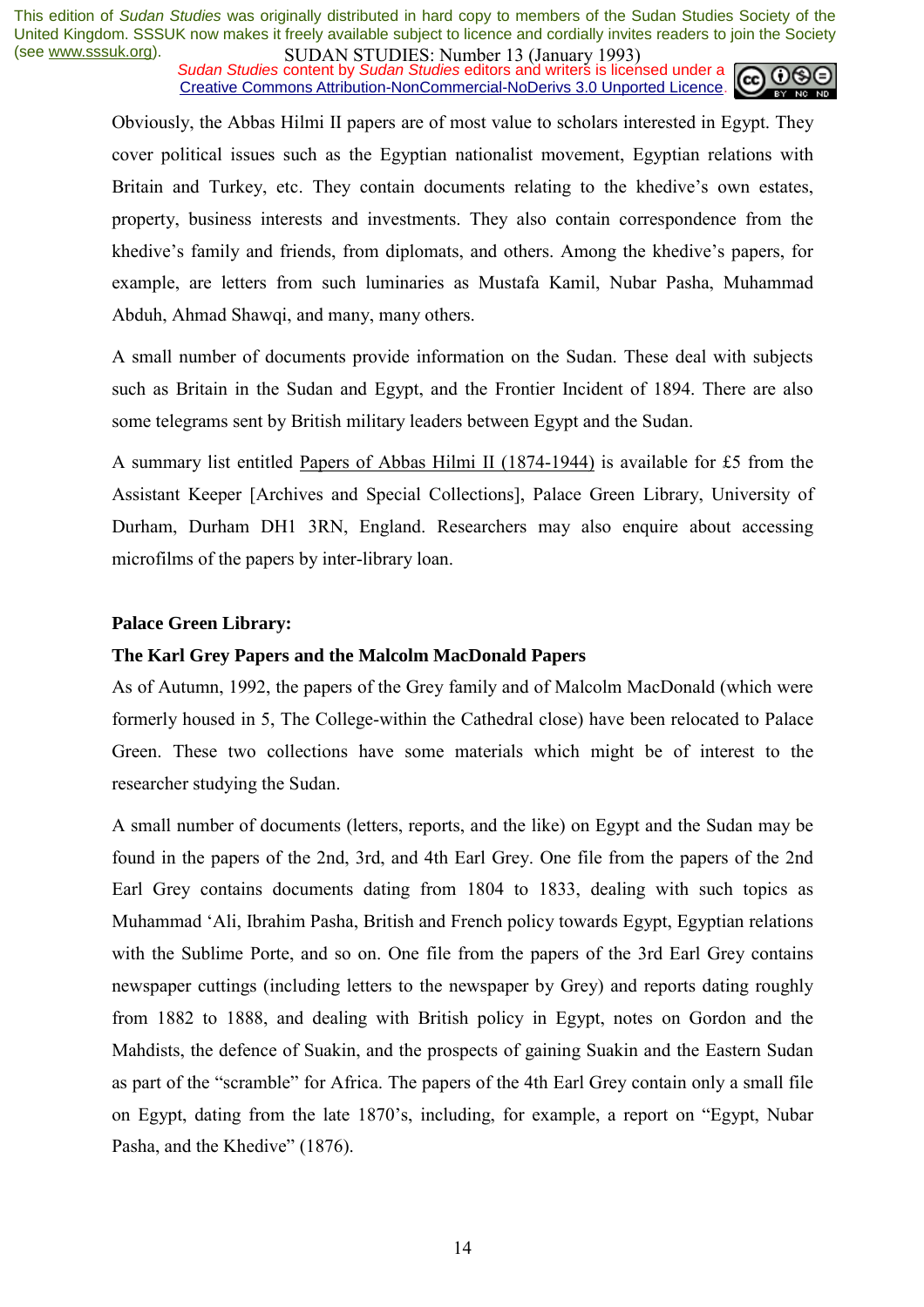Obviously, the Abbas Hilmi II papers are of most value to scholars interested in Egypt. They cover political issues such as the Egyptian nationalist movement, Egyptian relations with Britain and Turkey, etc. They contain documents relating to the khedive's own estates, property, business interests and investments. They also contain correspondence from the khedive's family and friends, from diplomats, and others. Among the khedive's papers, for example, are letters from such luminaries as Mustafa Kamil, Nubar Pasha, Muhammad Abduh, Ahmad Shawqi, and many, many others.

A small number of documents provide information on the Sudan. These deal with subjects such as Britain in the Sudan and Egypt, and the Frontier Incident of 1894. There are also some telegrams sent by British military leaders between Egypt and the Sudan.

A summary list entitled Papers of Abbas Hilmi II (1874-1944) is available for £5 from the Assistant Keeper [Archives and Special Collections], Palace Green Library, University of Durham, Durham DH1 3RN, England. Researchers may also enquire about accessing microfilms of the papers by inter-library loan.

**Palace Green Library:**

**The Karl Grey Papers and the Malcolm MacDonald Papers**

As of Autumn, 1992, the papers of the Grey family and of Malcolm MacDonald (which were formerly housed in 5, The College-within the Cathedral close) have been relocated to Palace Green. These two collections have some materials which might be of interest to the researcher studying the Sudan.

A small number of documents (letters, reports, and the like) on Egypt and the Sudan may be found in the papers of the 2nd, 3rd, and 4th Earl Grey. One file from the papers of the 2nd Earl Grey contains documents dating from 1804 to 1833, dealing with such topics as Muhammad 'Ali, Ibrahim Pasha, British and French policy towards Egypt, Egyptian relations with the Sublime Porte, and so on. One file from the papers of the 3rd Earl Grey contains newspaper cuttings (including letters to the newspaper by Grey) and reports dating roughly from 1882 to 1888, and dealing with British policy in Egypt, notes on Gordon and the Mahdists, the defence of Suakin, and the prospects of gaining Suakin and the Eastern Sudan as part of the "scramble" for Africa. The papers of the 4th Earl Grey contain only a small file on Egypt, dating from the late 1870's, including, for example, a report on "Egypt, Nubar Pasha, and the Khedive" (1876).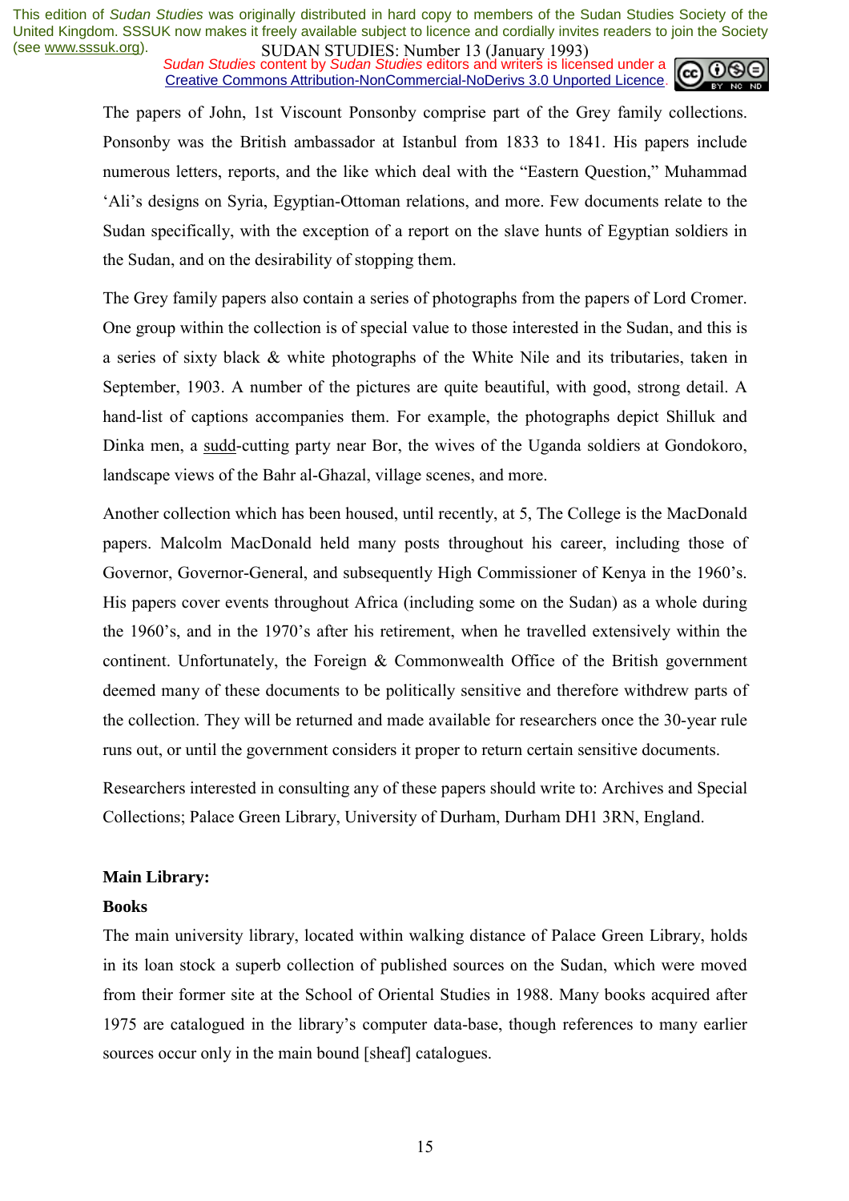The papers of John, 1st Viscount Ponsonby comprise part of the Grey family collections. Ponsonby was the British ambassador at Istanbul from 1833 to 1841. His papers include numerous letters, reports, and the like which deal with the "Eastern Question," Muhammad 'Ali's designs on Syria, Egyptian-Ottoman relations, and more. Few documents relate to the Sudan specifically, with the exception of a report on the slave hunts of Egyptian soldiers in the Sudan, and on the desirability of stopping them.

The Grey family papers also contain a series of photographs from the papers of Lord Cromer. One group within the collection is of special value to those interested in the Sudan, and this is a series of sixty black & white photographs of the White Nile and its tributaries, taken in September, 1903. A number of the pictures are quite beautiful, with good, strong detail. A hand-list of captions accompanies them. For example, the photographs depict Shilluk and Dinka men, a sudd-cutting party near Bor, the wives of the Uganda soldiers at Gondokoro, landscape views of the Bahr al-Ghazal, village scenes, and more.

Another collection which has been housed, until recently, at 5, The College is the MacDonald papers. Malcolm MacDonald held many posts throughout his career, including those of Governor, Governor-General, and subsequently High Commissioner of Kenya in the 1960's. His papers cover events throughout Africa (including some on the Sudan) as a whole during the 1960's, and in the 1970's after his retirement, when he travelled extensively within the continent. Unfortunately, the Foreign & Commonwealth Office of the British government deemed many of these documents to be politically sensitive and therefore withdrew parts of the collection. They will be returned and made available for researchers once the 30-year rule runs out, or until the government considers it proper to return certain sensitive documents.

Researchers interested in consulting any of these papers should write to: Archives and Special Collections; Palace Green Library, University of Durham, Durham DH1 3RN, England.

**Main Library:**

**Books**

The main university library, located within walking distance of Palace Green Library, holds in its loan stock a superb collection of published sources on the Sudan, which were moved from their former site at the School of Oriental Studies in 1988. Many books acquired after 1975 are catalogued in the library's computer data-base, though references to many earlier sources occur only in the main bound [sheaf] catalogues.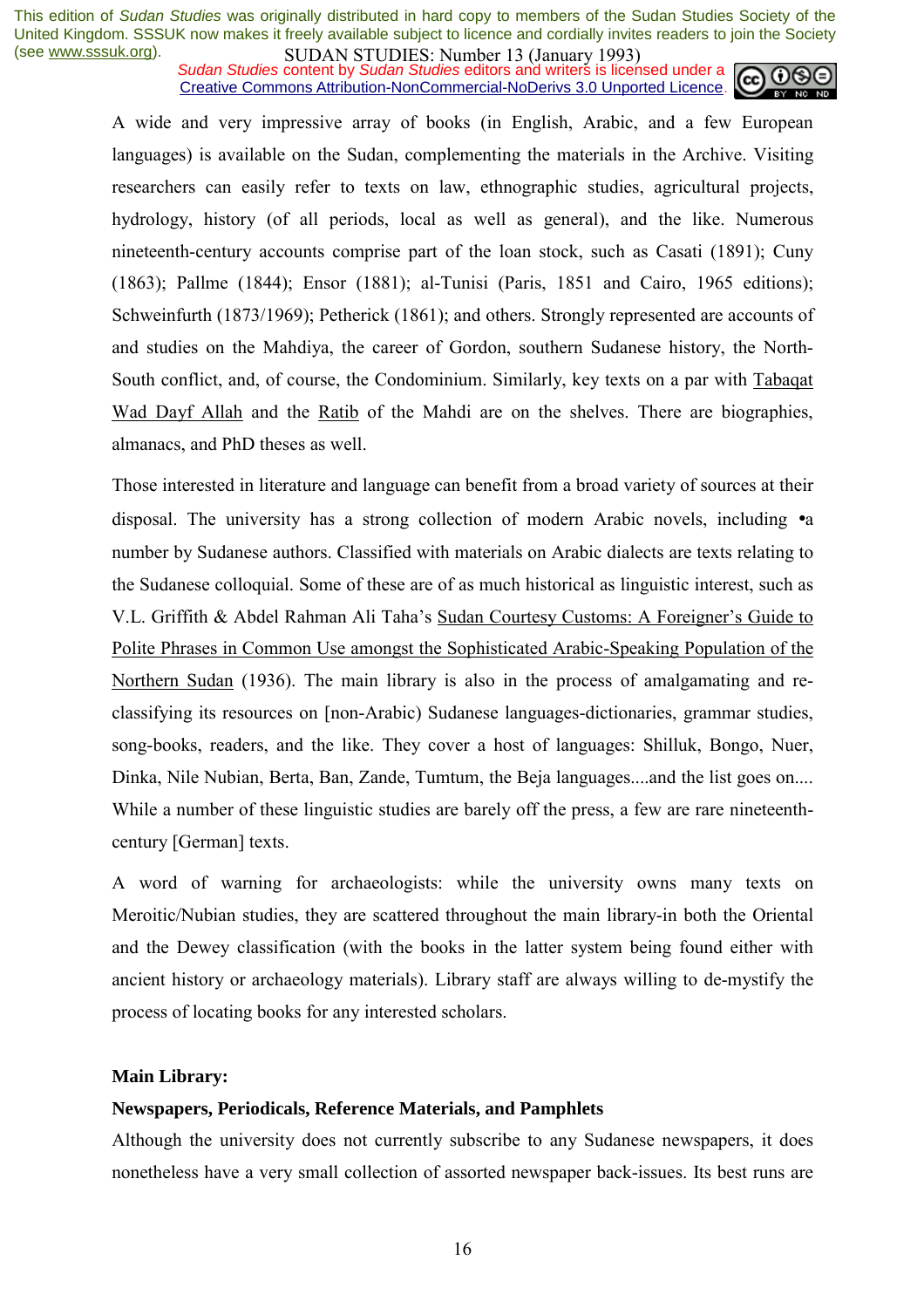A wide and very impressive array of books (in English, Arabic, and a few European languages) is available on the Sudan, complementing the materials in the Archive. Visiting researchers can easily refer to texts on law, ethnographic studies, agricultural projects, hydrology, history (of all periods, local as well as general), and the like. Numerous nineteenth-century accounts comprise part of the loan stock, such as Casati (1891); Cuny (1863); Pallme (1844); Ensor (1881); al-Tunisi (Paris, 1851 and Cairo, 1965 editions); Schweinfurth (1873/1969); Petherick (1861); and others. Strongly represented are accounts of and studies on the Mahdiya, the career of Gordon, southern Sudanese history, the North-South conflict, and, of course, the Condominium. Similarly, key texts on a par with Tabaqat Wad Dayf Allah and the Ratib of the Mahdi are on the shelves. There are biographies, almanacs, and PhD theses as well.

Those interested in literature and language can benefit from a broad variety of sources at their disposal. The university has a strong collection of modern Arabic novels, including •a number by Sudanese authors. Classified with materials on Arabic dialects are texts relating to the Sudanese colloquial. Some of these are of as much historical as linguistic interest, such as V.L. Griffith & Abdel Rahman Ali Taha's Sudan Courtesy Customs: A Foreigner's Guide to Polite Phrases in Common Use amongst the Sophisticated Arabic-Speaking Population of the Northern Sudan (1936). The main library is also in the process of amalgamating and re-classifying its resources on [non-Arabic) Sudanese languages-dictionaries, grammar studies, song-books, readers, and the like. They cover a host of languages: Shilluk, Bongo, Nuer, Dinka, Nile Nubian, Berta, Ban, Zande, Tumtum, the Beja languages....and the list goes on.... While a number of these linguistic studies are barely off the press, a few are rare nineteenth-century [German] texts.

A word of warning for archaeologists: while the university owns many texts on Meroitic/Nubian studies, they are scattered throughout the main library-in both the Oriental and the Dewey classification (with the books in the latter system being found either with ancient history or archaeology materials). Library staff are always willing to de-mystify the process of locating books for any interested scholars.

**Main Library:**

**Newspapers, Periodicals, Reference Materials, and Pamphlets**

Although the university does not currently subscribe to any Sudanese newspapers, it does nonetheless have a very small collection of assorted newspaper back-issues. Its best runs are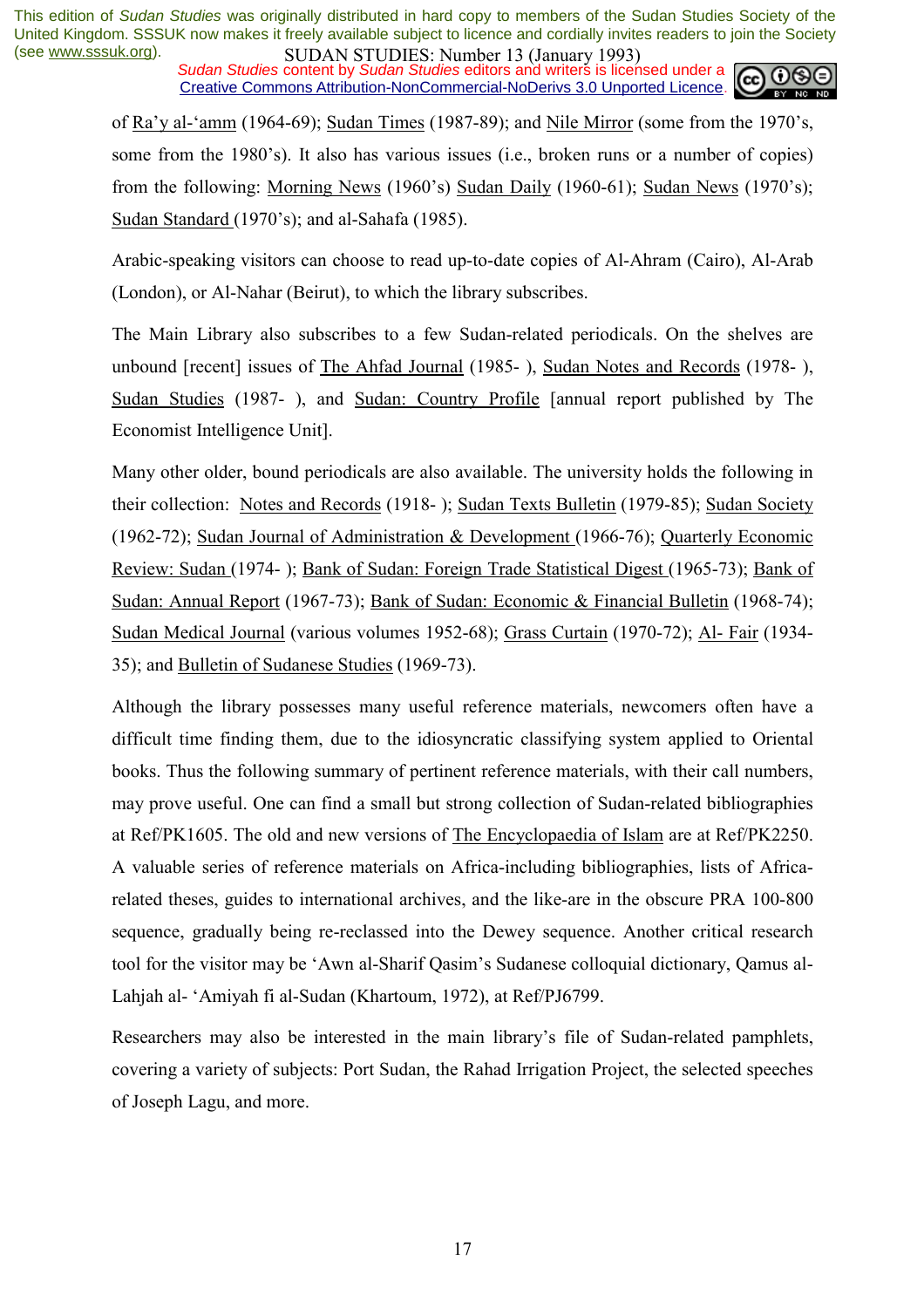of Ra'y al-'amm (1964-69); Sudan Times (1987-89); and Nile Mirror (some from the 1970's, some from the 1980's). It also has various issues (i.e., broken runs or a number of copies) from the following: Morning News (1960's) Sudan Daily (1960-61); Sudan News (1970's); Sudan Standard (1970's); and al-Sahafa (1985).

Arabic-speaking visitors can choose to read up-to-date copies of Al-Ahram (Cairo), Al-Arab (London), or Al-Nahar (Beirut), to which the library subscribes.

The Main Library also subscribes to a few Sudan-related periodicals. On the shelves are unbound [recent] issues of The Ahfad Journal (1985- ), Sudan Notes and Records (1978- ), Sudan Studies (1987- ), and Sudan: Country Profile [annual report published by The Economist Intelligence Unit].

Many other older, bound periodicals are also available. The university holds the following in their collection: Notes and Records (1918- ); Sudan Texts Bulletin (1979-85); Sudan Society (1962-72); Sudan Journal of Administration & Development (1966-76); Quarterly Economic Review: Sudan (1974- ); Bank of Sudan: Foreign Trade Statistical Digest (1965-73); Bank of Sudan: Annual Report (1967-73); Bank of Sudan: Economic & Financial Bulletin (1968-74); Sudan Medical Journal (various volumes 1952-68); Grass Curtain (1970-72); Al- Fair (1934-35); and Bulletin of Sudanese Studies (1969-73).

Although the library possesses many useful reference materials, newcomers often have a difficult time finding them, due to the idiosyncratic classifying system applied to Oriental books. Thus the following summary of pertinent reference materials, with their call numbers, may prove useful. One can find a small but strong collection of Sudan-related bibliographies at Ref/PK1605. The old and new versions of The Encyclopaedia of Islam are at Ref/PK2250. A valuable series of reference materials on Africa-including bibliographies, lists of Africa-related theses, guides to international archives, and the like-are in the obscure PRA 100-800 sequence, gradually being re-reclassed into the Dewey sequence. Another critical research tool for the visitor may be 'Awn al-Sharif Qasim's Sudanese colloquial dictionary, Qamus al-Lahjah al- 'Amiyah fi al-Sudan (Khartoum, 1972), at Ref/PJ6799.

Researchers may also be interested in the main library's file of Sudan-related pamphlets, covering a variety of subjects: Port Sudan, the Rahad Irrigation Project, the selected speeches of Joseph Lagu, and more.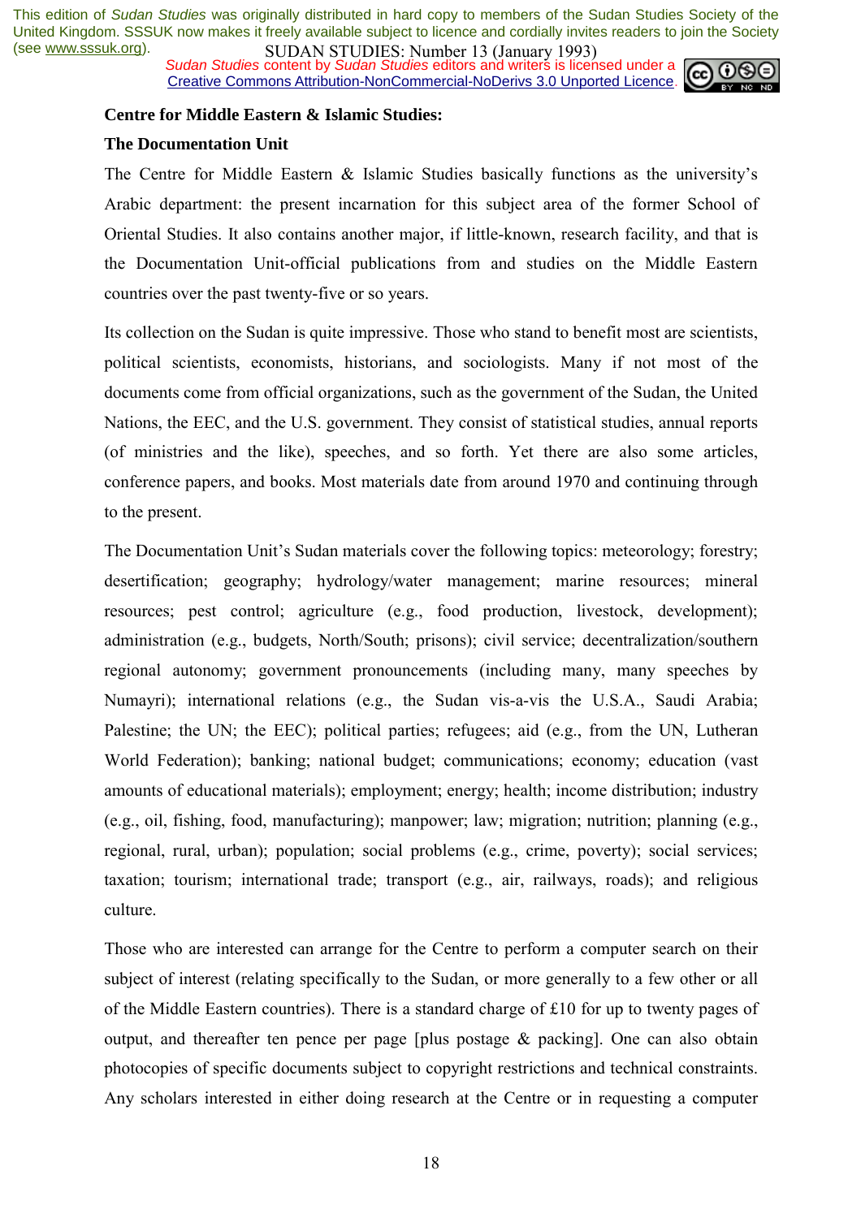**Centre for Middle Eastern & Islamic Studies:**

**The Documentation Unit**

The Centre for Middle Eastern & Islamic Studies basically functions as the university's Arabic department: the present incarnation for this subject area of the former School of Oriental Studies. It also contains another major, if little-known, research facility, and that is the Documentation Unit-official publications from and studies on the Middle Eastern countries over the past twenty-five or so years.

Its collection on the Sudan is quite impressive. Those who stand to benefit most are scientists, political scientists, economists, historians, and sociologists. Many if not most of the documents come from official organizations, such as the government of the Sudan, the United Nations, the EEC, and the U.S. government. They consist of statistical studies, annual reports (of ministries and the like), speeches, and so forth. Yet there are also some articles, conference papers, and books. Most materials date from around 1970 and continuing through to the present.

The Documentation Unit's Sudan materials cover the following topics: meteorology; forestry; desertification; geography; hydrology/water management; marine resources; mineral resources; pest control; agriculture (e.g., food production, livestock, development); administration (e.g., budgets, North/South; prisons); civil service; decentralization/southern regional autonomy; government pronouncements (including many, many speeches by Numayri); international relations (e.g., the Sudan vis-a-vis the U.S.A., Saudi Arabia; Palestine; the UN; the EEC); political parties; refugees; aid (e.g., from the UN, Lutheran World Federation); banking; national budget; communications; economy; education (vast amounts of educational materials); employment; energy; health; income distribution; industry (e.g., oil, fishing, food, manufacturing); manpower; law; migration; nutrition; planning (e.g., regional, rural, urban); population; social problems (e.g., crime, poverty); social services; taxation; tourism; international trade; transport (e.g., air, railways, roads); and religious culture.

Those who are interested can arrange for the Centre to perform a computer search on their subject of interest (relating specifically to the Sudan, or more generally to a few other or all of the Middle Eastern countries). There is a standard charge of £10 for up to twenty pages of output, and thereafter ten pence per page [plus postage & packing]. One can also obtain photocopies of specific documents subject to copyright restrictions and technical constraints. Any scholars interested in either doing research at the Centre or in requesting a computer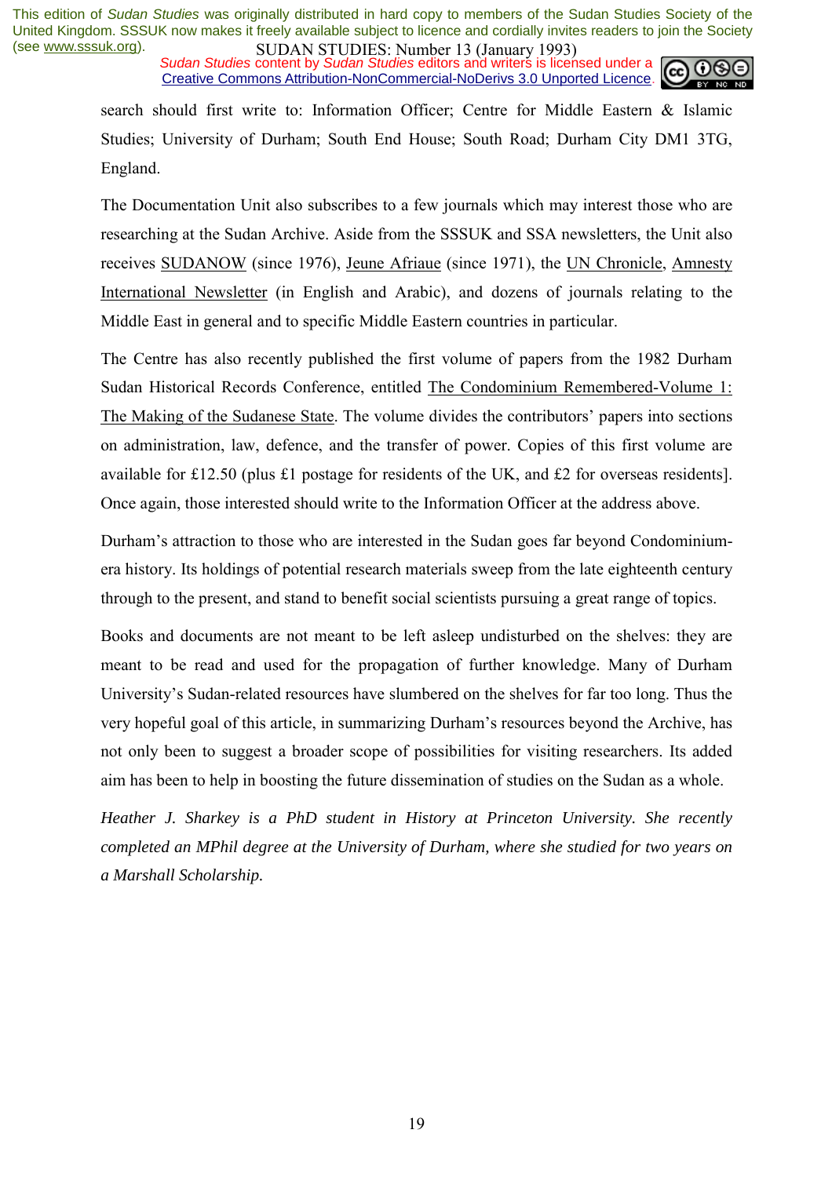search should first write to: Information Officer; Centre for Middle Eastern & Islamic Studies; University of Durham; South End House; South Road; Durham City DM1 3TG, England.

The Documentation Unit also subscribes to a few journals which may interest those who are researching at the Sudan Archive. Aside from the SSSUK and SSA newsletters, the Unit also receives SUDANOW (since 1976), Jeune Afriaue (since 1971), the UN Chronicle, Amnesty International Newsletter (in English and Arabic), and dozens of journals relating to the Middle East in general and to specific Middle Eastern countries in particular.

The Centre has also recently published the first volume of papers from the 1982 Durham Sudan Historical Records Conference, entitled The Condominium Remembered-Volume 1: The Making of the Sudanese State. The volume divides the contributors' papers into sections on administration, law, defence, and the transfer of power. Copies of this first volume are available for £12.50 (plus £1 postage for residents of the UK, and £2 for overseas residents]. Once again, those interested should write to the Information Officer at the address above.

Durham's attraction to those who are interested in the Sudan goes far beyond Condominium-era history. Its holdings of potential research materials sweep from the late eighteenth century through to the present, and stand to benefit social scientists pursuing a great range of topics.

Books and documents are not meant to be left asleep undisturbed on the shelves: they are meant to be read and used for the propagation of further knowledge. Many of Durham University's Sudan-related resources have slumbered on the shelves for far too long. Thus the very hopeful goal of this article, in summarizing Durham's resources beyond the Archive, has not only been to suggest a broader scope of possibilities for visiting researchers. Its added aim has been to help in boosting the future dissemination of studies on the Sudan as a whole.

*Heather J. Sharkey is a PhD student in History at Princeton University. She recently completed an MPhil degree at the University of Durham, where she studied for two years on a Marshall Scholarship.*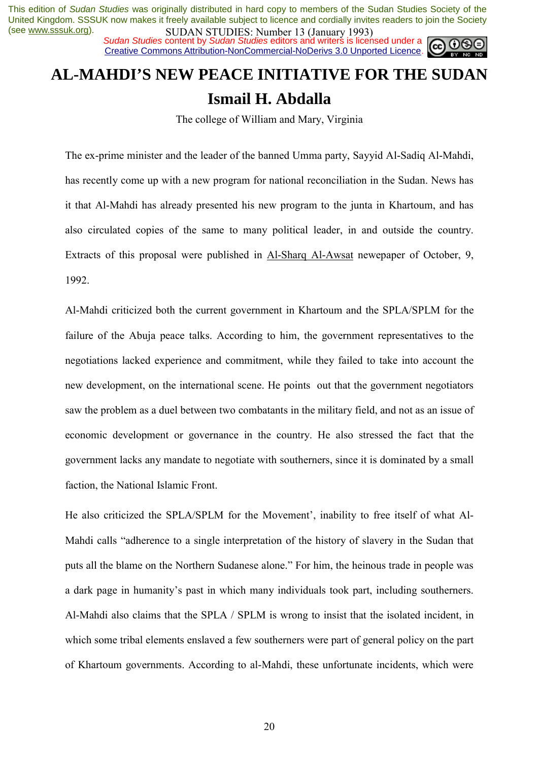This edition of *Sudan Studies* was originally distributed in hard copy to members of the Sudan Studies Society of the United Kingdom. SSSUK now makes it freely available subject to licence and cordially invites readers to join the Society (see www.sssuk.org).

*Sudan Studies* content by *Sudan Studies* editors and writers is licensed under a Creative Commons Attribution-NonCommercial-NoDerivs 3.0 Unported Licence.

# AL-MAHDI'S NEW PEACE INITIATIVE FOR THE SUDAN

## Ismail H. Abdalla

The college of William and Mary, Virginia

The ex-prime minister and the leader of the banned Umma party, Sayyid Al-Sadiq Al-Mahdi, has recently come up with a new program for national reconciliation in the Sudan. News has it that Al-Mahdi has already presented his new program to the junta in Khartoum, and has also circulated copies of the same to many political leader, in and outside the country. Extracts of this proposal were published in Al-Sharq Al-Awsat newepaper of October, 9, 1992.

Al-Mahdi criticized both the current government in Khartoum and the SPLA/SPLM for the failure of the Abuja peace talks. According to him, the government representatives to the negotiations lacked experience and commitment, while they failed to take into account the new development, on the international scene. He points out that the government negotiators saw the problem as a duel between two combatants in the military field, and not as an issue of economic development or governance in the country. He also stressed the fact that the government lacks any mandate to negotiate with southerners, since it is dominated by a small faction, the National Islamic Front.

He also criticized the SPLA/SPLM for the Movement', inability to free itself of what Al-Mahdi calls "adherence to a single interpretation of the history of slavery in the Sudan that puts all the blame on the Northern Sudanese alone." For him, the heinous trade in people was a dark page in humanity's past in which many individuals took part, including southerners. Al-Mahdi also claims that the SPLA / SPLM is wrong to insist that the isolated incident, in which some tribal elements enslaved a few southerners were part of general policy on the part of Khartoum governments. According to al-Mahdi, these unfortunate incidents, which were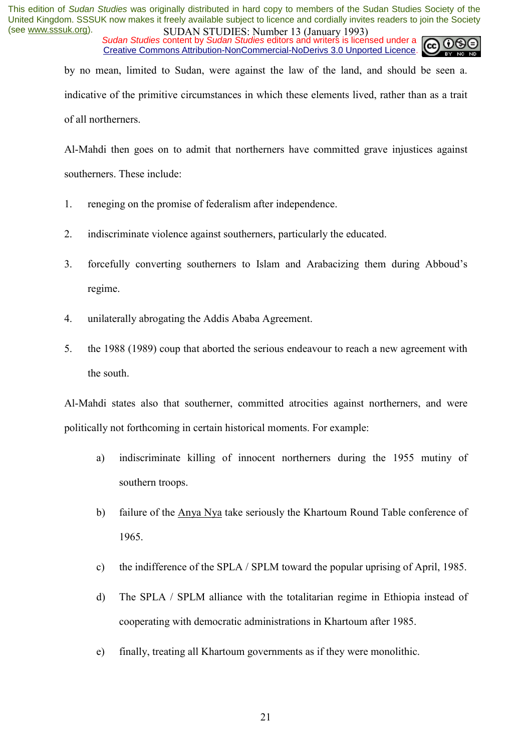by no mean, limited to Sudan, were against the law of the land, and should be seen a. indicative of the primitive circumstances in which these elements lived, rather than as a trait of all northerners.

Al-Mahdi then goes on to admit that northerners have committed grave injustices against southerners. These include:

1. reneging on the promise of federalism after independence.
2. indiscriminate violence against southerners, particularly the educated.
3. forcefully converting southerners to Islam and Arabacizing them during Abboud's regime.
4. unilaterally abrogating the Addis Ababa Agreement.
5. the 1988 (1989) coup that aborted the serious endeavour to reach a new agreement with the south.

Al-Mahdi states also that southerner, committed atrocities against northerners, and were politically not forthcoming in certain historical moments. For example:

a) indiscriminate killing of innocent northerners during the 1955 mutiny of southern troops.

b) failure of the Anya Nya take seriously the Khartoum Round Table conference of 1965.

c) the indifference of the SPLA / SPLM toward the popular uprising of April, 1985.

d) The SPLA / SPLM alliance with the totalitarian regime in Ethiopia instead of cooperating with democratic administrations in Khartoum after 1985.

e) finally, treating all Khartoum governments as if they were monolithic.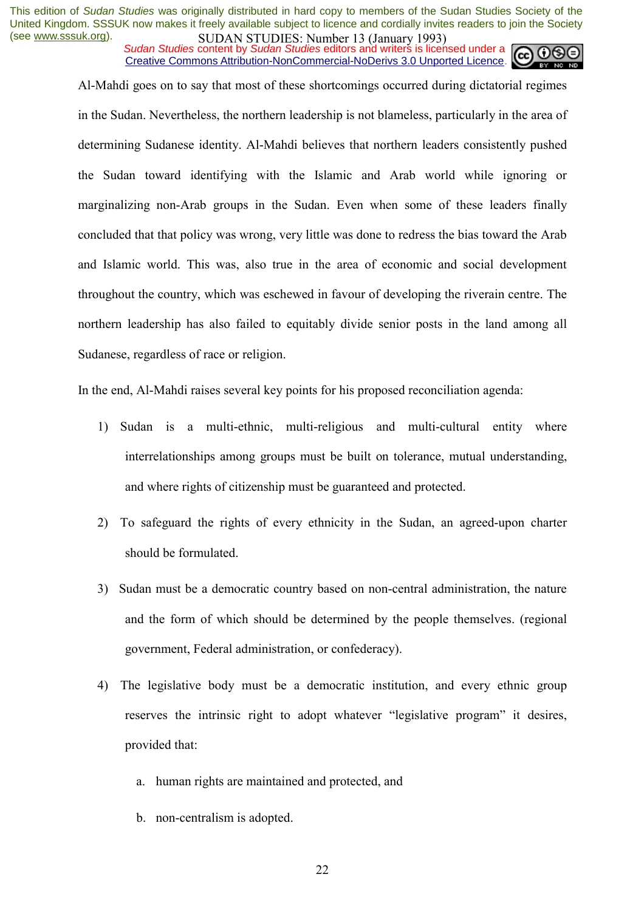Al-Mahdi goes on to say that most of these shortcomings occurred during dictatorial regimes in the Sudan. Nevertheless, the northern leadership is not blameless, particularly in the area of determining Sudanese identity. Al-Mahdi believes that northern leaders consistently pushed the Sudan toward identifying with the Islamic and Arab world while ignoring or marginalizing non-Arab groups in the Sudan. Even when some of these leaders finally concluded that that policy was wrong, very little was done to redress the bias toward the Arab and Islamic world. This was, also true in the area of economic and social development throughout the country, which was eschewed in favour of developing the riverain centre. The northern leadership has also failed to equitably divide senior posts in the land among all Sudanese, regardless of race or religion.

In the end, Al-Mahdi raises several key points for his proposed reconciliation agenda:

1) Sudan is a multi-ethnic, multi-religious and multi-cultural entity where interrelationships among groups must be built on tolerance, mutual understanding, and where rights of citizenship must be guaranteed and protected.

2) To safeguard the rights of every ethnicity in the Sudan, an agreed-upon charter should be formulated.

3) Sudan must be a democratic country based on non-central administration, the nature and the form of which should be determined by the people themselves. (regional government, Federal administration, or confederacy).

4) The legislative body must be a democratic institution, and every ethnic group reserves the intrinsic right to adopt whatever "legislative program" it desires, provided that:

   a. human rights are maintained and protected, and

   b. non-centralism is adopted.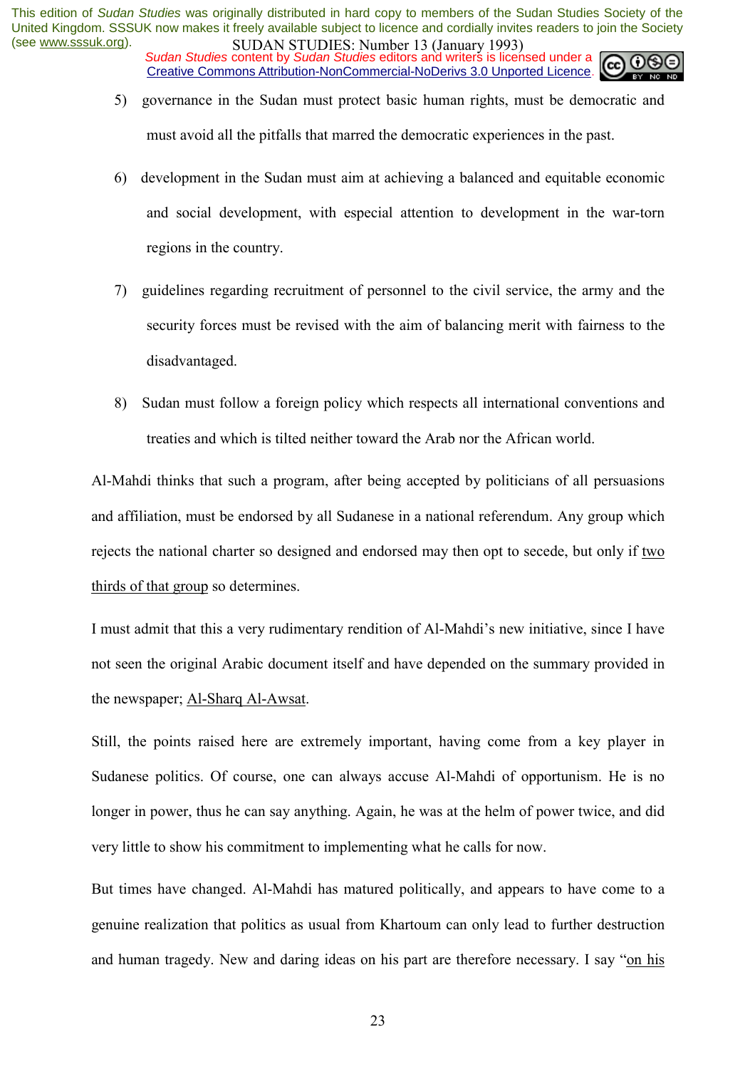5) governance in the Sudan must protect basic human rights, must be democratic and must avoid all the pitfalls that marred the democratic experiences in the past.

6) development in the Sudan must aim at achieving a balanced and equitable economic and social development, with especial attention to development in the war-torn regions in the country.

7) guidelines regarding recruitment of personnel to the civil service, the army and the security forces must be revised with the aim of balancing merit with fairness to the disadvantaged.

8) Sudan must follow a foreign policy which respects all international conventions and treaties and which is tilted neither toward the Arab nor the African world.

Al-Mahdi thinks that such a program, after being accepted by politicians of all persuasions and affiliation, must be endorsed by all Sudanese in a national referendum. Any group which rejects the national charter so designed and endorsed may then opt to secede, but only if <u>two thirds of that group</u> so determines.

I must admit that this a very rudimentary rendition of Al-Mahdi's new initiative, since I have not seen the original Arabic document itself and have depended on the summary provided in the newspaper; <u>Al-Sharq Al-Awsat</u>.

Still, the points raised here are extremely important, having come from a key player in Sudanese politics. Of course, one can always accuse Al-Mahdi of opportunism. He is no longer in power, thus he can say anything. Again, he was at the helm of power twice, and did very little to show his commitment to implementing what he calls for now.

But times have changed. Al-Mahdi has matured politically, and appears to have come to a genuine realization that politics as usual from Khartoum can only lead to further destruction and human tragedy. New and daring ideas on his part are therefore necessary. I say "<u>on his</u>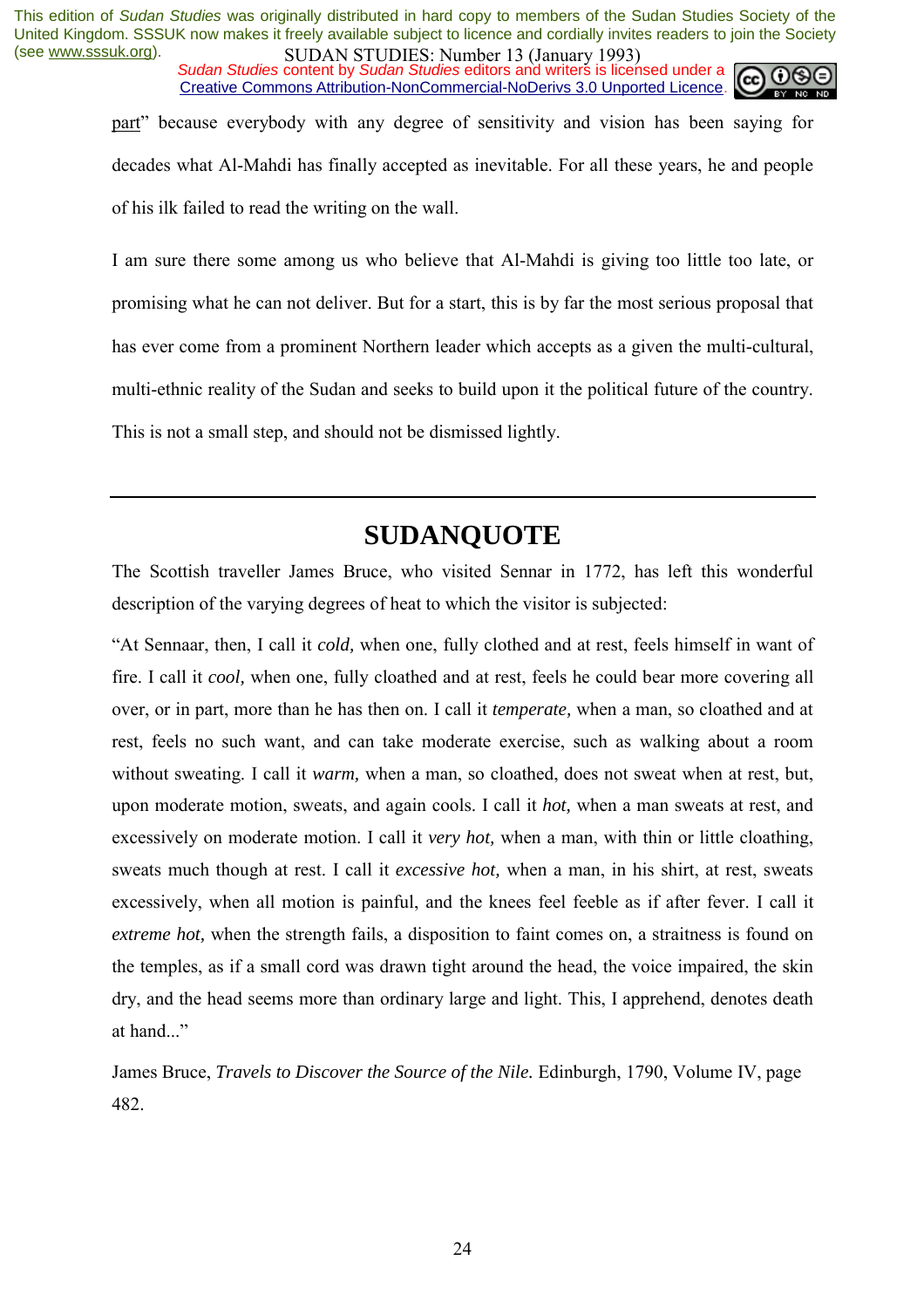part" because everybody with any degree of sensitivity and vision has been saying for decades what Al-Mahdi has finally accepted as inevitable. For all these years, he and people of his ilk failed to read the writing on the wall.

I am sure there some among us who believe that Al-Mahdi is giving too little too late, or promising what he can not deliver. But for a start, this is by far the most serious proposal that has ever come from a prominent Northern leader which accepts as a given the multi-cultural, multi-ethnic reality of the Sudan and seeks to build upon it the political future of the country. This is not a small step, and should not be dismissed lightly.

---

## SUDANQUOTE

The Scottish traveller James Bruce, who visited Sennar in 1772, has left this wonderful description of the varying degrees of heat to which the visitor is subjected:

"At Sennaar, then, I call it *cold,* when one, fully clothed and at rest, feels himself in want of fire. I call it *cool,* when one, fully cloathed and at rest, feels he could bear more covering all over, or in part, more than he has then on. I call it *temperate,* when a man, so cloathed and at rest, feels no such want, and can take moderate exercise, such as walking about a room without sweating. I call it *warm,* when a man, so cloathed, does not sweat when at rest, but, upon moderate motion, sweats, and again cools. I call it *hot,* when a man sweats at rest, and excessively on moderate motion. I call it *very hot,* when a man, with thin or little cloathing, sweats much though at rest. I call it *excessive hot,* when a man, in his shirt, at rest, sweats excessively, when all motion is painful, and the knees feel feeble as if after fever. I call it *extreme hot,* when the strength fails, a disposition to faint comes on, a straitness is found on the temples, as if a small cord was drawn tight around the head, the voice impaired, the skin dry, and the head seems more than ordinary large and light. This, I apprehend, denotes death at hand..."

James Bruce, *Travels to Discover the Source of the Nile.* Edinburgh, 1790, Volume IV, page 482.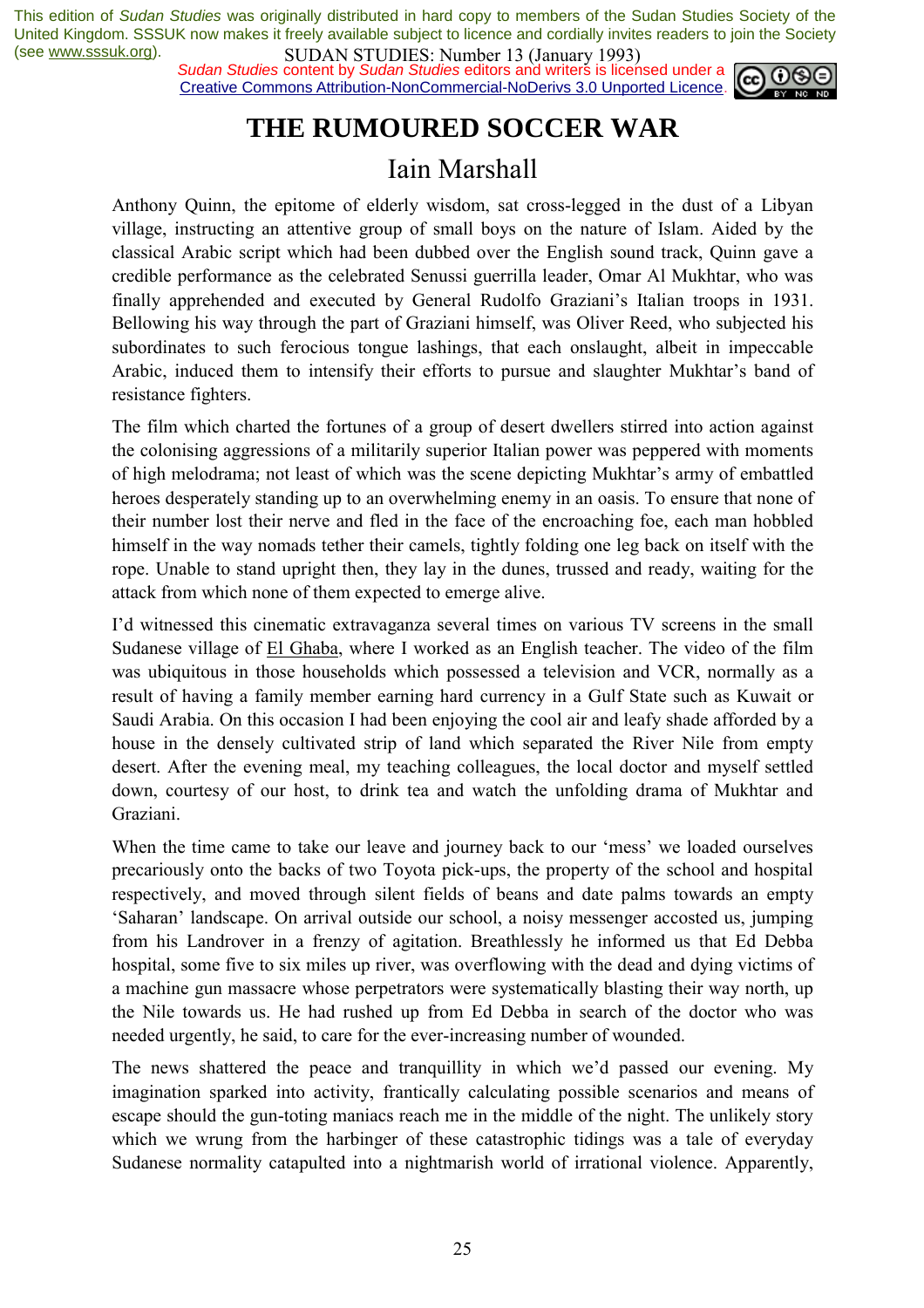# THE RUMOURED SOCCER WAR

## Iain Marshall

Anthony Quinn, the epitome of elderly wisdom, sat cross-legged in the dust of a Libyan village, instructing an attentive group of small boys on the nature of Islam. Aided by the classical Arabic script which had been dubbed over the English sound track, Quinn gave a credible performance as the celebrated Senussi guerrilla leader, Omar Al Mukhtar, who was finally apprehended and executed by General Rudolfo Graziani's Italian troops in 1931. Bellowing his way through the part of Graziani himself, was Oliver Reed, who subjected his subordinates to such ferocious tongue lashings, that each onslaught, albeit in impeccable Arabic, induced them to intensify their efforts to pursue and slaughter Mukhtar's band of resistance fighters.

The film which charted the fortunes of a group of desert dwellers stirred into action against the colonising aggressions of a militarily superior Italian power was peppered with moments of high melodrama; not least of which was the scene depicting Mukhtar's army of embattled heroes desperately standing up to an overwhelming enemy in an oasis. To ensure that none of their number lost their nerve and fled in the face of the encroaching foe, each man hobbled himself in the way nomads tether their camels, tightly folding one leg back on itself with the rope. Unable to stand upright then, they lay in the dunes, trussed and ready, waiting for the attack from which none of them expected to emerge alive.

I'd witnessed this cinematic extravaganza several times on various TV screens in the small Sudanese village of El Ghaba, where I worked as an English teacher. The video of the film was ubiquitous in those households which possessed a television and VCR, normally as a result of having a family member earning hard currency in a Gulf State such as Kuwait or Saudi Arabia. On this occasion I had been enjoying the cool air and leafy shade afforded by a house in the densely cultivated strip of land which separated the River Nile from empty desert. After the evening meal, my teaching colleagues, the local doctor and myself settled down, courtesy of our host, to drink tea and watch the unfolding drama of Mukhtar and Graziani.

When the time came to take our leave and journey back to our 'mess' we loaded ourselves precariously onto the backs of two Toyota pick-ups, the property of the school and hospital respectively, and moved through silent fields of beans and date palms towards an empty 'Saharan' landscape. On arrival outside our school, a noisy messenger accosted us, jumping from his Landrover in a frenzy of agitation. Breathlessly he informed us that Ed Debba hospital, some five to six miles up river, was overflowing with the dead and dying victims of a machine gun massacre whose perpetrators were systematically blasting their way north, up the Nile towards us. He had rushed up from Ed Debba in search of the doctor who was needed urgently, he said, to care for the ever-increasing number of wounded.

The news shattered the peace and tranquillity in which we'd passed our evening. My imagination sparked into activity, frantically calculating possible scenarios and means of escape should the gun-toting maniacs reach me in the middle of the night. The unlikely story which we wrung from the harbinger of these catastrophic tidings was a tale of everyday Sudanese normality catapulted into a nightmarish world of irrational violence. Apparently,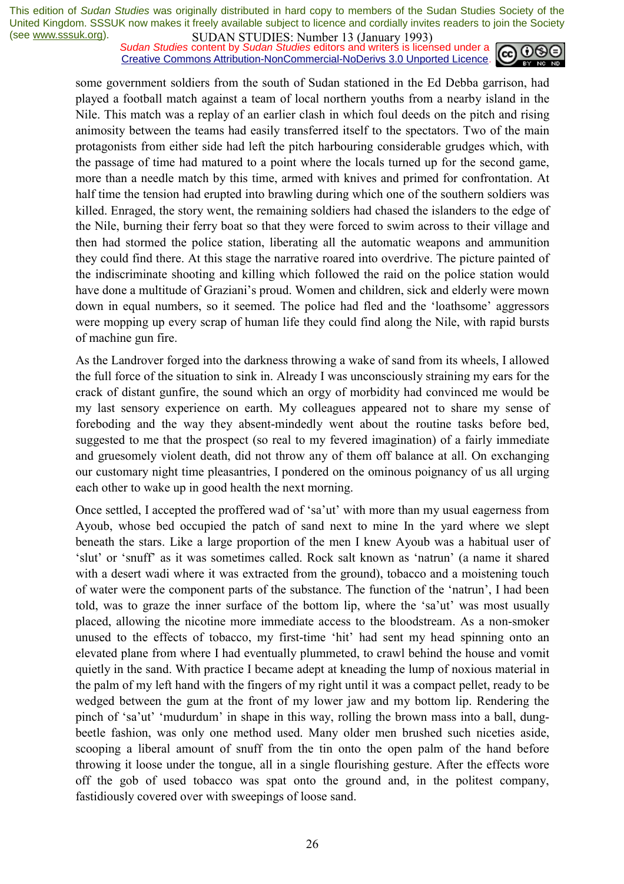some government soldiers from the south of Sudan stationed in the Ed Debba garrison, had played a football match against a team of local northern youths from a nearby island in the Nile. This match was a replay of an earlier clash in which foul deeds on the pitch and rising animosity between the teams had easily transferred itself to the spectators. Two of the main protagonists from either side had left the pitch harbouring considerable grudges which, with the passage of time had matured to a point where the locals turned up for the second game, more than a needle match by this time, armed with knives and primed for confrontation. At half time the tension had erupted into brawling during which one of the southern soldiers was killed. Enraged, the story went, the remaining soldiers had chased the islanders to the edge of the Nile, burning their ferry boat so that they were forced to swim across to their village and then had stormed the police station, liberating all the automatic weapons and ammunition they could find there. At this stage the narrative roared into overdrive. The picture painted of the indiscriminate shooting and killing which followed the raid on the police station would have done a multitude of Graziani's proud. Women and children, sick and elderly were mown down in equal numbers, so it seemed. The police had fled and the 'loathsome' aggressors were mopping up every scrap of human life they could find along the Nile, with rapid bursts of machine gun fire.

As the Landrover forged into the darkness throwing a wake of sand from its wheels, I allowed the full force of the situation to sink in. Already I was unconsciously straining my ears for the crack of distant gunfire, the sound which an orgy of morbidity had convinced me would be my last sensory experience on earth. My colleagues appeared not to share my sense of foreboding and the way they absent-mindedly went about the routine tasks before bed, suggested to me that the prospect (so real to my fevered imagination) of a fairly immediate and gruesomely violent death, did not throw any of them off balance at all. On exchanging our customary night time pleasantries, I pondered on the ominous poignancy of us all urging each other to wake up in good health the next morning.

Once settled, I accepted the proffered wad of 'sa'ut' with more than my usual eagerness from Ayoub, whose bed occupied the patch of sand next to mine In the yard where we slept beneath the stars. Like a large proportion of the men I knew Ayoub was a habitual user of 'slut' or 'snuff' as it was sometimes called. Rock salt known as 'natrun' (a name it shared with a desert wadi where it was extracted from the ground), tobacco and a moistening touch of water were the component parts of the substance. The function of the 'natrun', I had been told, was to graze the inner surface of the bottom lip, where the 'sa'ut' was most usually placed, allowing the nicotine more immediate access to the bloodstream. As a non-smoker unused to the effects of tobacco, my first-time 'hit' had sent my head spinning onto an elevated plane from where I had eventually plummeted, to crawl behind the house and vomit quietly in the sand. With practice I became adept at kneading the lump of noxious material in the palm of my left hand with the fingers of my right until it was a compact pellet, ready to be wedged between the gum at the front of my lower jaw and my bottom lip. Rendering the pinch of 'sa'ut' 'mudurdum' in shape in this way, rolling the brown mass into a ball, dung-beetle fashion, was only one method used. Many older men brushed such niceties aside, scooping a liberal amount of snuff from the tin onto the open palm of the hand before throwing it loose under the tongue, all in a single flourishing gesture. After the effects wore off the gob of used tobacco was spat onto the ground and, in the politest company, fastidiously covered over with sweepings of loose sand.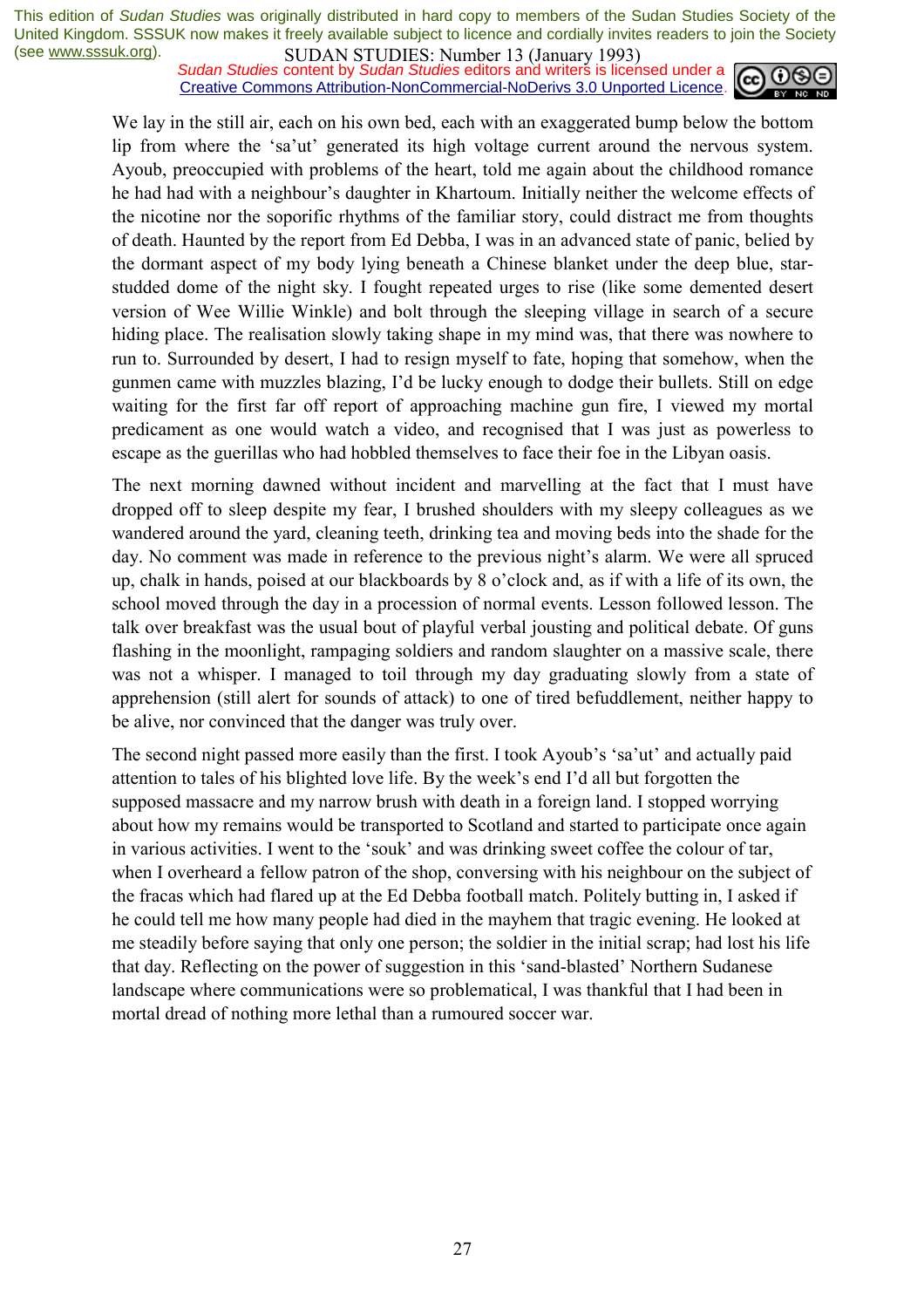We lay in the still air, each on his own bed, each with an exaggerated bump below the bottom lip from where the 'sa'ut' generated its high voltage current around the nervous system. Ayoub, preoccupied with problems of the heart, told me again about the childhood romance he had had with a neighbour's daughter in Khartoum. Initially neither the welcome effects of the nicotine nor the soporific rhythms of the familiar story, could distract me from thoughts of death. Haunted by the report from Ed Debba, I was in an advanced state of panic, belied by the dormant aspect of my body lying beneath a Chinese blanket under the deep blue, star-studded dome of the night sky. I fought repeated urges to rise (like some demented desert version of Wee Willie Winkle) and bolt through the sleeping village in search of a secure hiding place. The realisation slowly taking shape in my mind was, that there was nowhere to run to. Surrounded by desert, I had to resign myself to fate, hoping that somehow, when the gunmen came with muzzles blazing, I'd be lucky enough to dodge their bullets. Still on edge waiting for the first far off report of approaching machine gun fire, I viewed my mortal predicament as one would watch a video, and recognised that I was just as powerless to escape as the guerillas who had hobbled themselves to face their foe in the Libyan oasis.

The next morning dawned without incident and marvelling at the fact that I must have dropped off to sleep despite my fear, I brushed shoulders with my sleepy colleagues as we wandered around the yard, cleaning teeth, drinking tea and moving beds into the shade for the day. No comment was made in reference to the previous night's alarm. We were all spruced up, chalk in hands, poised at our blackboards by 8 o'clock and, as if with a life of its own, the school moved through the day in a procession of normal events. Lesson followed lesson. The talk over breakfast was the usual bout of playful verbal jousting and political debate. Of guns flashing in the moonlight, rampaging soldiers and random slaughter on a massive scale, there was not a whisper. I managed to toil through my day graduating slowly from a state of apprehension (still alert for sounds of attack) to one of tired befuddlement, neither happy to be alive, nor convinced that the danger was truly over.

The second night passed more easily than the first. I took Ayoub's 'sa'ut' and actually paid attention to tales of his blighted love life. By the week's end I'd all but forgotten the supposed massacre and my narrow brush with death in a foreign land. I stopped worrying about how my remains would be transported to Scotland and started to participate once again in various activities. I went to the 'souk' and was drinking sweet coffee the colour of tar, when I overheard a fellow patron of the shop, conversing with his neighbour on the subject of the fracas which had flared up at the Ed Debba football match. Politely butting in, I asked if he could tell me how many people had died in the mayhem that tragic evening. He looked at me steadily before saying that only one person; the soldier in the initial scrap; had lost his life that day. Reflecting on the power of suggestion in this 'sand-blasted' Northern Sudanese landscape where communications were so problematical, I was thankful that I had been in mortal dread of nothing more lethal than a rumoured soccer war.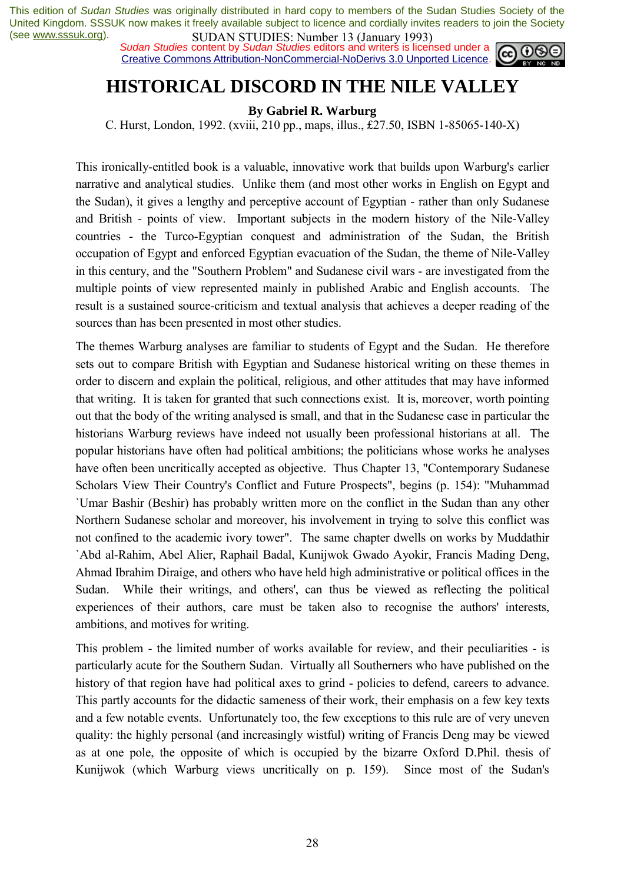This edition of *Sudan Studies* was originally distributed in hard copy to members of the Sudan Studies Society of the United Kingdom. SSSUK now makes it freely available subject to licence and cordially invites readers to join the Society (see www.sssuk.org).

*Sudan Studies* content by *Sudan Studies* editors and writers is licensed under a Creative Commons Attribution-NonCommercial-NoDerivs 3.0 Unported Licence.

# HISTORICAL DISCORD IN THE NILE VALLEY

**By Gabriel R. Warburg**

C. Hurst, London, 1992. (xviii, 210 pp., maps, illus., £27.50, ISBN 1-85065-140-X)

This ironically-entitled book is a valuable, innovative work that builds upon Warburg's earlier narrative and analytical studies. Unlike them (and most other works in English on Egypt and the Sudan), it gives a lengthy and perceptive account of Egyptian - rather than only Sudanese and British - points of view. Important subjects in the modern history of the Nile-Valley countries - the Turco-Egyptian conquest and administration of the Sudan, the British occupation of Egypt and enforced Egyptian evacuation of the Sudan, the theme of Nile-Valley in this century, and the "Southern Problem" and Sudanese civil wars - are investigated from the multiple points of view represented mainly in published Arabic and English accounts. The result is a sustained source-criticism and textual analysis that achieves a deeper reading of the sources than has been presented in most other studies.

The themes Warburg analyses are familiar to students of Egypt and the Sudan. He therefore sets out to compare British with Egyptian and Sudanese historical writing on these themes in order to discern and explain the political, religious, and other attitudes that may have informed that writing. It is taken for granted that such connections exist. It is, moreover, worth pointing out that the body of the writing analysed is small, and that in the Sudanese case in particular the historians Warburg reviews have indeed not usually been professional historians at all. The popular historians have often had political ambitions; the politicians whose works he analyses have often been uncritically accepted as objective. Thus Chapter 13, "Contemporary Sudanese Scholars View Their Country's Conflict and Future Prospects", begins (p. 154): "Muhammad `Umar Bashir (Beshir) has probably written more on the conflict in the Sudan than any other Northern Sudanese scholar and moreover, his involvement in trying to solve this conflict was not confined to the academic ivory tower". The same chapter dwells on works by Muddathir `Abd al-Rahim, Abel Alier, Raphail Badal, Kunijwok Gwado Ayokir, Francis Mading Deng, Ahmad Ibrahim Diraige, and others who have held high administrative or political offices in the Sudan. While their writings, and others', can thus be viewed as reflecting the political experiences of their authors, care must be taken also to recognise the authors' interests, ambitions, and motives for writing.

This problem - the limited number of works available for review, and their peculiarities - is particularly acute for the Southern Sudan. Virtually all Southerners who have published on the history of that region have had political axes to grind - policies to defend, careers to advance. This partly accounts for the didactic sameness of their work, their emphasis on a few key texts and a few notable events. Unfortunately too, the few exceptions to this rule are of very uneven quality: the highly personal (and increasingly wistful) writing of Francis Deng may be viewed as at one pole, the opposite of which is occupied by the bizarre Oxford D.Phil. thesis of Kunijwok (which Warburg views uncritically on p. 159). Since most of the Sudan's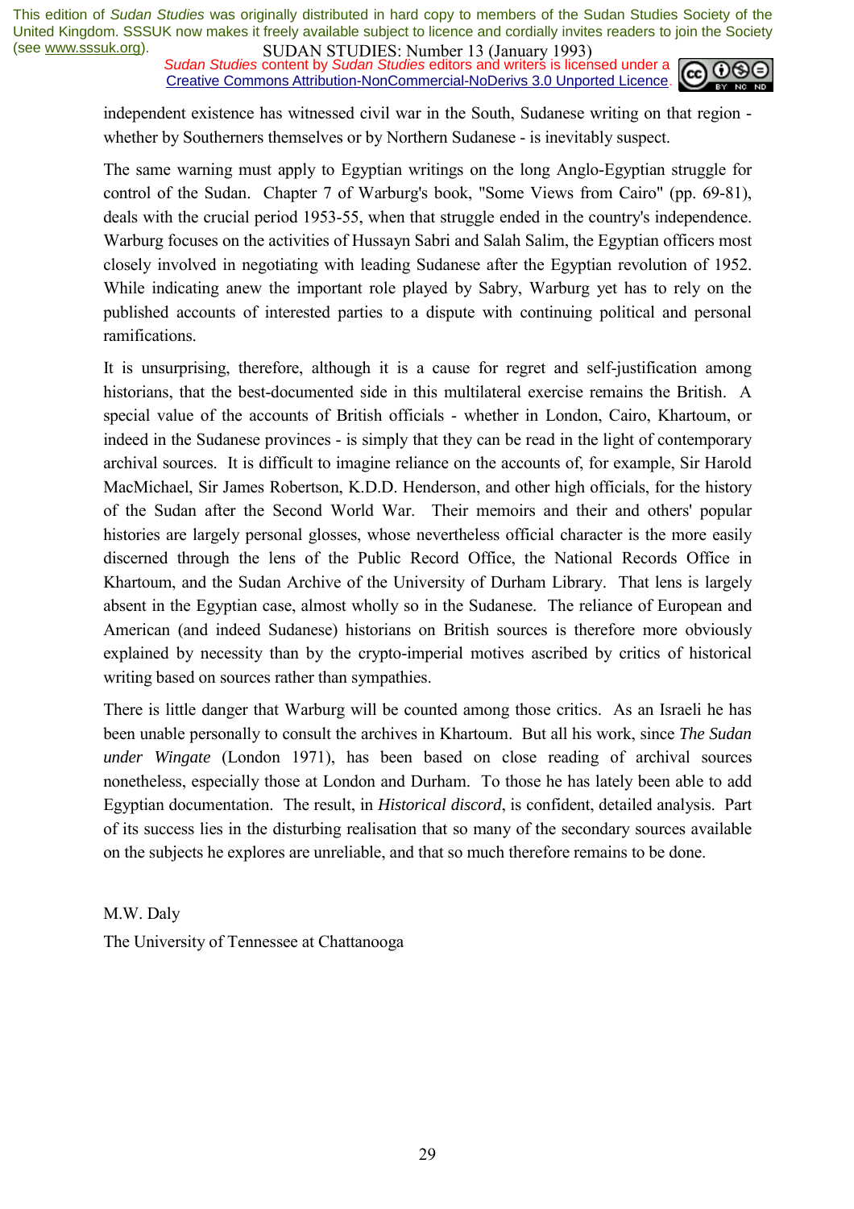independent existence has witnessed civil war in the South, Sudanese writing on that region - whether by Southerners themselves or by Northern Sudanese - is inevitably suspect.

The same warning must apply to Egyptian writings on the long Anglo-Egyptian struggle for control of the Sudan. Chapter 7 of Warburg's book, "Some Views from Cairo" (pp. 69-81), deals with the crucial period 1953-55, when that struggle ended in the country's independence. Warburg focuses on the activities of Hussayn Sabri and Salah Salim, the Egyptian officers most closely involved in negotiating with leading Sudanese after the Egyptian revolution of 1952. While indicating anew the important role played by Sabry, Warburg yet has to rely on the published accounts of interested parties to a dispute with continuing political and personal ramifications.

It is unsurprising, therefore, although it is a cause for regret and self-justification among historians, that the best-documented side in this multilateral exercise remains the British. A special value of the accounts of British officials - whether in London, Cairo, Khartoum, or indeed in the Sudanese provinces - is simply that they can be read in the light of contemporary archival sources. It is difficult to imagine reliance on the accounts of, for example, Sir Harold MacMichael, Sir James Robertson, K.D.D. Henderson, and other high officials, for the history of the Sudan after the Second World War. Their memoirs and their and others' popular histories are largely personal glosses, whose nevertheless official character is the more easily discerned through the lens of the Public Record Office, the National Records Office in Khartoum, and the Sudan Archive of the University of Durham Library. That lens is largely absent in the Egyptian case, almost wholly so in the Sudanese. The reliance of European and American (and indeed Sudanese) historians on British sources is therefore more obviously explained by necessity than by the crypto-imperial motives ascribed by critics of historical writing based on sources rather than sympathies.

There is little danger that Warburg will be counted among those critics. As an Israeli he has been unable personally to consult the archives in Khartoum. But all his work, since *The Sudan under Wingate* (London 1971), has been based on close reading of archival sources nonetheless, especially those at London and Durham. To those he has lately been able to add Egyptian documentation. The result, in *Historical discord*, is confident, detailed analysis. Part of its success lies in the disturbing realisation that so many of the secondary sources available on the subjects he explores are unreliable, and that so much therefore remains to be done.

M.W. Daly

The University of Tennessee at Chattanooga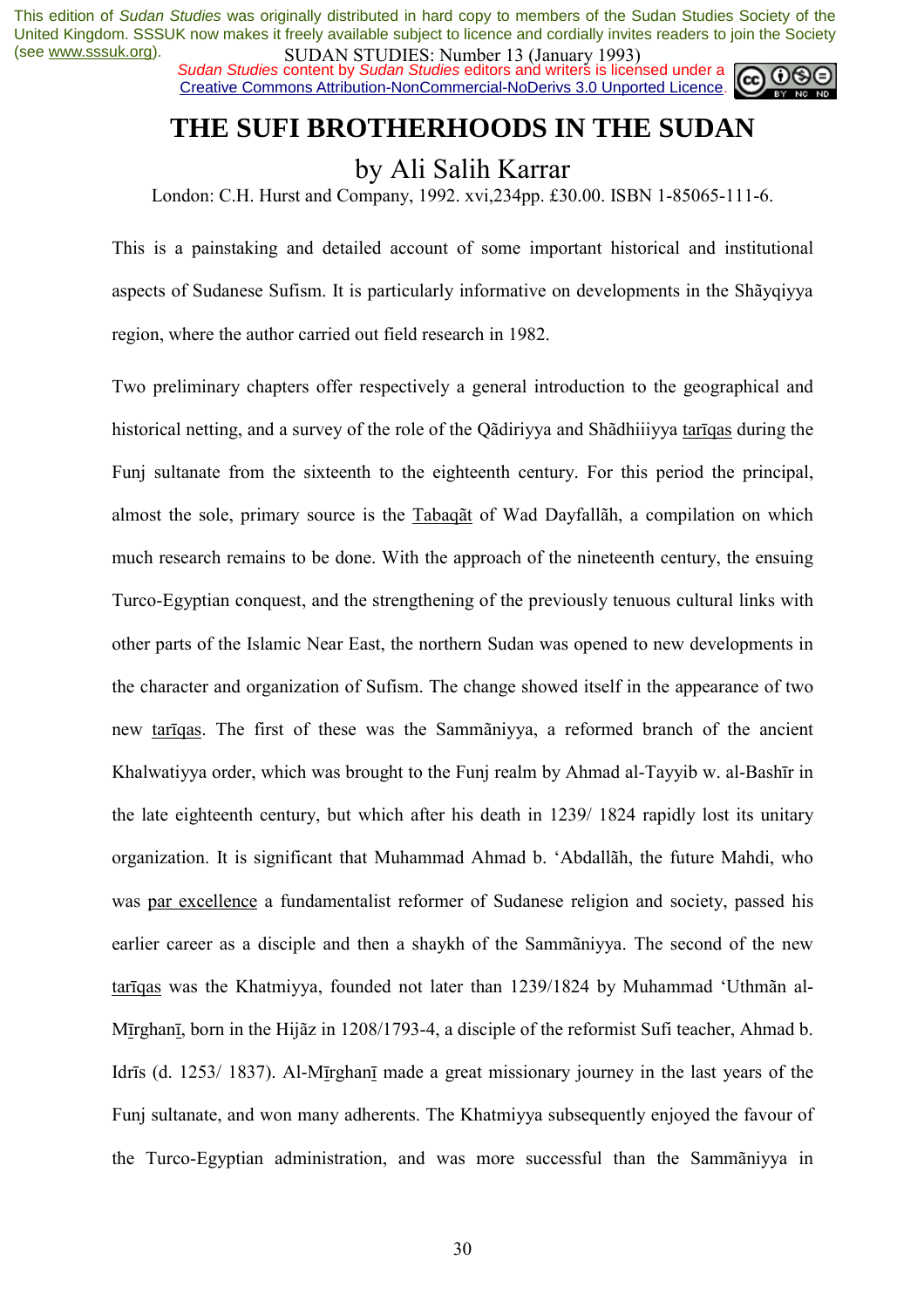# THE SUFI BROTHERHOODS IN THE SUDAN

## by Ali Salih Karrar

London: C.H. Hurst and Company, 1992. xvi,234pp. £30.00. ISBN 1-85065-111-6.

This is a painstaking and detailed account of some important historical and institutional aspects of Sudanese Sufism. It is particularly informative on developments in the Shãyqiyya region, where the author carried out field research in 1982.

Two preliminary chapters offer respectively a general introduction to the geographical and historical netting, and a survey of the role of the Qãdiriyya and Shãdhiiiyya tarīqas during the Funj sultanate from the sixteenth to the eighteenth century. For this period the principal, almost the sole, primary source is the Tabaqãt of Wad Dayfallãh, a compilation on which much research remains to be done. With the approach of the nineteenth century, the ensuing Turco-Egyptian conquest, and the strengthening of the previously tenuous cultural links with other parts of the Islamic Near East, the northern Sudan was opened to new developments in the character and organization of Sufism. The change showed itself in the appearance of two new tarīqas. The first of these was the Sammãniyya, a reformed branch of the ancient Khalwatiyya order, which was brought to the Funj realm by Ahmad al-Tayyib w. al-Bashīr in the late eighteenth century, but which after his death in 1239/ 1824 rapidly lost its unitary organization. It is significant that Muhammad Ahmad b. 'Abdallãh, the future Mahdi, who was par excellence a fundamentalist reformer of Sudanese religion and society, passed his earlier career as a disciple and then a shaykh of the Sammãniyya. The second of the new tarīqas was the Khatmiyya, founded not later than 1239/1824 by Muhammad 'Uthmãn al-Mīrghanī, born in the Hijãz in 1208/1793-4, a disciple of the reformist Sufi teacher, Ahmad b. Idrīs (d. 1253/ 1837). Al-Mīrghanī made a great missionary journey in the last years of the Funj sultanate, and won many adherents. The Khatmiyya subsequently enjoyed the favour of the Turco-Egyptian administration, and was more successful than the Sammãniyya in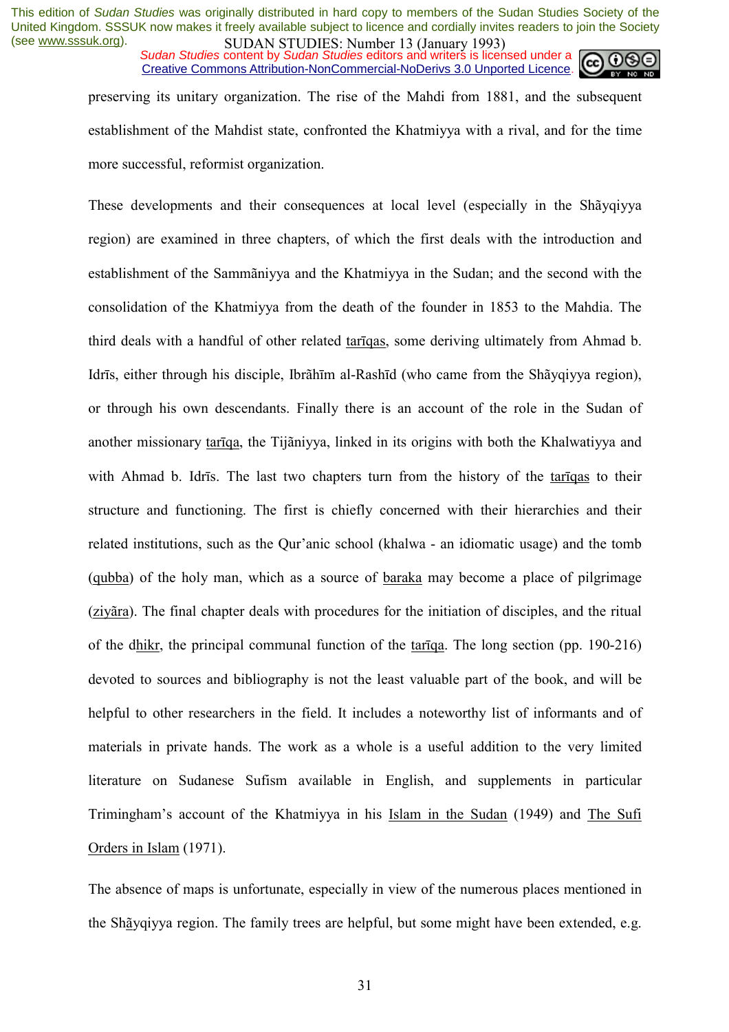preserving its unitary organization. The rise of the Mahdi from 1881, and the subsequent establishment of the Mahdist state, confronted the Khatmiyya with a rival, and for the time more successful, reformist organization.

These developments and their consequences at local level (especially in the Shãyqiyya region) are examined in three chapters, of which the first deals with the introduction and establishment of the Sammãniyya and the Khatmiyya in the Sudan; and the second with the consolidation of the Khatmiyya from the death of the founder in 1853 to the Mahdia. The third deals with a handful of other related tarīqas, some deriving ultimately from Ahmad b. Idrīs, either through his disciple, Ibrãhīm al-Rashīd (who came from the Shãyqiyya region), or through his own descendants. Finally there is an account of the role in the Sudan of another missionary tarīqa, the Tijãniyya, linked in its origins with both the Khalwatiyya and with Ahmad b. Idrīs. The last two chapters turn from the history of the tarīqas to their structure and functioning. The first is chiefly concerned with their hierarchies and their related institutions, such as the Qur'anic school (khalwa - an idiomatic usage) and the tomb (qubba) of the holy man, which as a source of baraka may become a place of pilgrimage (ziyãra). The final chapter deals with procedures for the initiation of disciples, and the ritual of the dhikr, the principal communal function of the tarīqa. The long section (pp. 190-216) devoted to sources and bibliography is not the least valuable part of the book, and will be helpful to other researchers in the field. It includes a noteworthy list of informants and of materials in private hands. The work as a whole is a useful addition to the very limited literature on Sudanese Sufism available in English, and supplements in particular Trimingham's account of the Khatmiyya in his Islam in the Sudan (1949) and The Sufi Orders in Islam (1971).

The absence of maps is unfortunate, especially in view of the numerous places mentioned in the Shãyqiyya region. The family trees are helpful, but some might have been extended, e.g.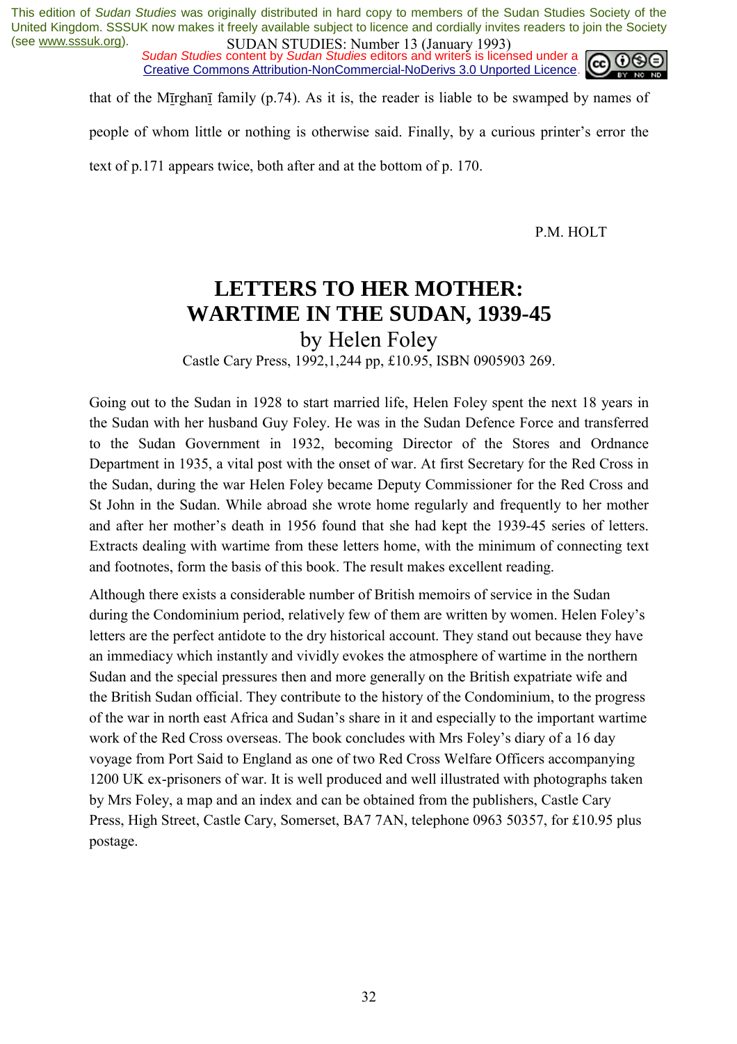that of the Mīrghanī family (p.74). As it is, the reader is liable to be swamped by names of people of whom little or nothing is otherwise said. Finally, by a curious printer's error the text of p.171 appears twice, both after and at the bottom of p. 170.

P.M. HOLT

# LETTERS TO HER MOTHER: WARTIME IN THE SUDAN, 1939-45

## by Helen Foley

Castle Cary Press, 1992,1,244 pp, £10.95, ISBN 0905903 269.

Going out to the Sudan in 1928 to start married life, Helen Foley spent the next 18 years in the Sudan with her husband Guy Foley. He was in the Sudan Defence Force and transferred to the Sudan Government in 1932, becoming Director of the Stores and Ordnance Department in 1935, a vital post with the onset of war. At first Secretary for the Red Cross in the Sudan, during the war Helen Foley became Deputy Commissioner for the Red Cross and St John in the Sudan. While abroad she wrote home regularly and frequently to her mother and after her mother's death in 1956 found that she had kept the 1939-45 series of letters. Extracts dealing with wartime from these letters home, with the minimum of connecting text and footnotes, form the basis of this book. The result makes excellent reading.

Although there exists a considerable number of British memoirs of service in the Sudan during the Condominium period, relatively few of them are written by women. Helen Foley's letters are the perfect antidote to the dry historical account. They stand out because they have an immediacy which instantly and vividly evokes the atmosphere of wartime in the northern Sudan and the special pressures then and more generally on the British expatriate wife and the British Sudan official. They contribute to the history of the Condominium, to the progress of the war in north east Africa and Sudan's share in it and especially to the important wartime work of the Red Cross overseas. The book concludes with Mrs Foley's diary of a 16 day voyage from Port Said to England as one of two Red Cross Welfare Officers accompanying 1200 UK ex-prisoners of war. It is well produced and well illustrated with photographs taken by Mrs Foley, a map and an index and can be obtained from the publishers, Castle Cary Press, High Street, Castle Cary, Somerset, BA7 7AN, telephone 0963 50357, for £10.95 plus postage.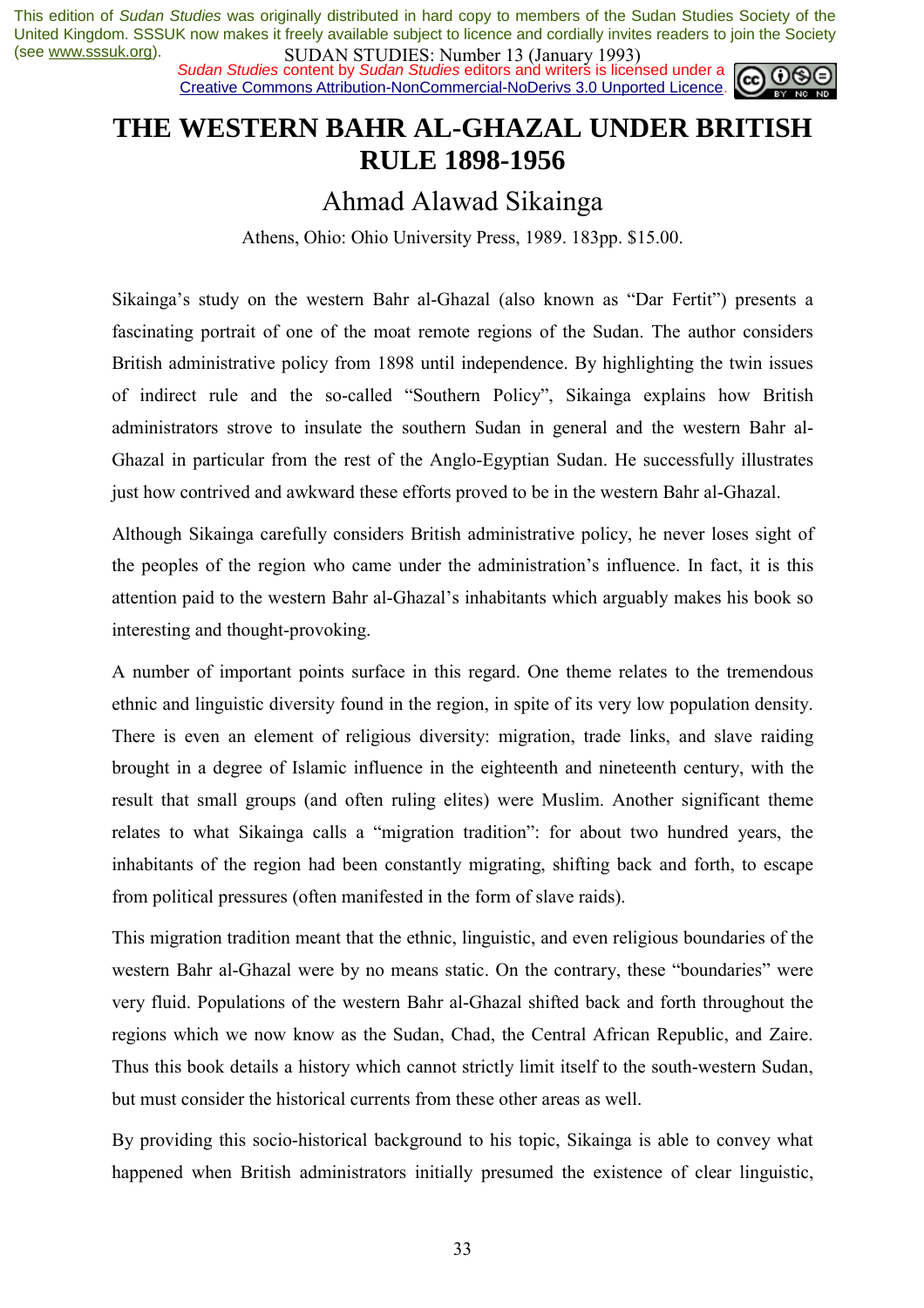This edition of *Sudan Studies* was originally distributed in hard copy to members of the Sudan Studies Society of the United Kingdom. SSSUK now makes it freely available subject to licence and cordially invites readers to join the Society (see www.sssuk.org).

SUDAN STUDIES: Number 13 (January 1993)

*Sudan Studies* content by *Sudan Studies* editors and writers is licensed under a Creative Commons Attribution-NonCommercial-NoDerivs 3.0 Unported Licence.

# THE WESTERN BAHR AL-GHAZAL UNDER BRITISH RULE 1898-1956

## Ahmad Alawad Sikainga

Athens, Ohio: Ohio University Press, 1989. 183pp. $15.00.

Sikainga's study on the western Bahr al-Ghazal (also known as "Dar Fertit") presents a fascinating portrait of one of the moat remote regions of the Sudan. The author considers British administrative policy from 1898 until independence. By highlighting the twin issues of indirect rule and the so-called "Southern Policy", Sikainga explains how British administrators strove to insulate the southern Sudan in general and the western Bahr al-Ghazal in particular from the rest of the Anglo-Egyptian Sudan. He successfully illustrates just how contrived and awkward these efforts proved to be in the western Bahr al-Ghazal.

Although Sikainga carefully considers British administrative policy, he never loses sight of the peoples of the region who came under the administration's influence. In fact, it is this attention paid to the western Bahr al-Ghazal's inhabitants which arguably makes his book so interesting and thought-provoking.

A number of important points surface in this regard. One theme relates to the tremendous ethnic and linguistic diversity found in the region, in spite of its very low population density. There is even an element of religious diversity: migration, trade links, and slave raiding brought in a degree of Islamic influence in the eighteenth and nineteenth century, with the result that small groups (and often ruling elites) were Muslim. Another significant theme relates to what Sikainga calls a "migration tradition": for about two hundred years, the inhabitants of the region had been constantly migrating, shifting back and forth, to escape from political pressures (often manifested in the form of slave raids).

This migration tradition meant that the ethnic, linguistic, and even religious boundaries of the western Bahr al-Ghazal were by no means static. On the contrary, these "boundaries" were very fluid. Populations of the western Bahr al-Ghazal shifted back and forth throughout the regions which we now know as the Sudan, Chad, the Central African Republic, and Zaire. Thus this book details a history which cannot strictly limit itself to the south-western Sudan, but must consider the historical currents from these other areas as well.

By providing this socio-historical background to his topic, Sikainga is able to convey what happened when British administrators initially presumed the existence of clear linguistic,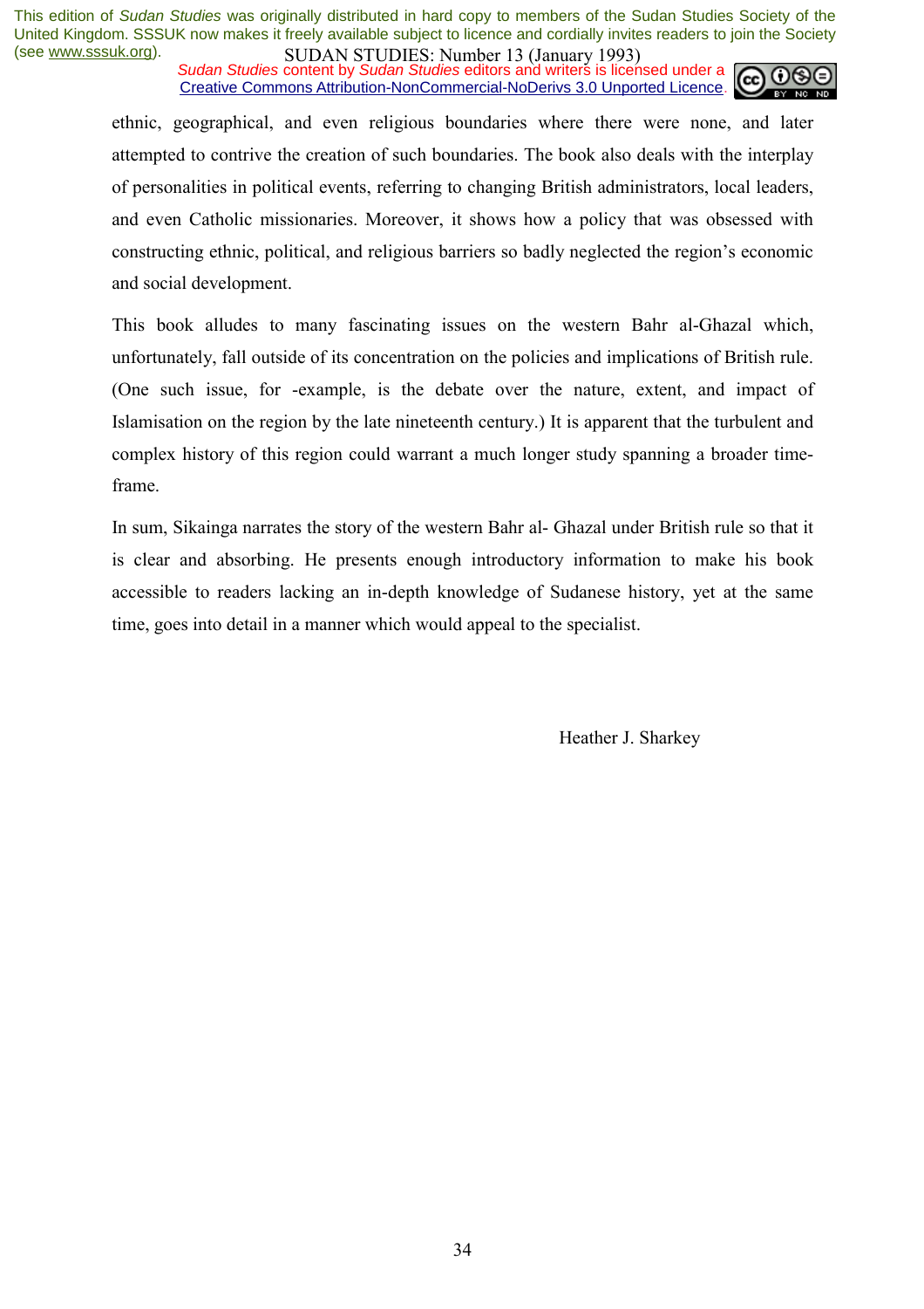ethnic, geographical, and even religious boundaries where there were none, and later attempted to contrive the creation of such boundaries. The book also deals with the interplay of personalities in political events, referring to changing British administrators, local leaders, and even Catholic missionaries. Moreover, it shows how a policy that was obsessed with constructing ethnic, political, and religious barriers so badly neglected the region's economic and social development.

This book alludes to many fascinating issues on the western Bahr al-Ghazal which, unfortunately, fall outside of its concentration on the policies and implications of British rule. (One such issue, for -example, is the debate over the nature, extent, and impact of Islamisation on the region by the late nineteenth century.) It is apparent that the turbulent and complex history of this region could warrant a much longer study spanning a broader time-frame.

In sum, Sikainga narrates the story of the western Bahr al- Ghazal under British rule so that it is clear and absorbing. He presents enough introductory information to make his book accessible to readers lacking an in-depth knowledge of Sudanese history, yet at the same time, goes into detail in a manner which would appeal to the specialist.

Heather J. Sharkey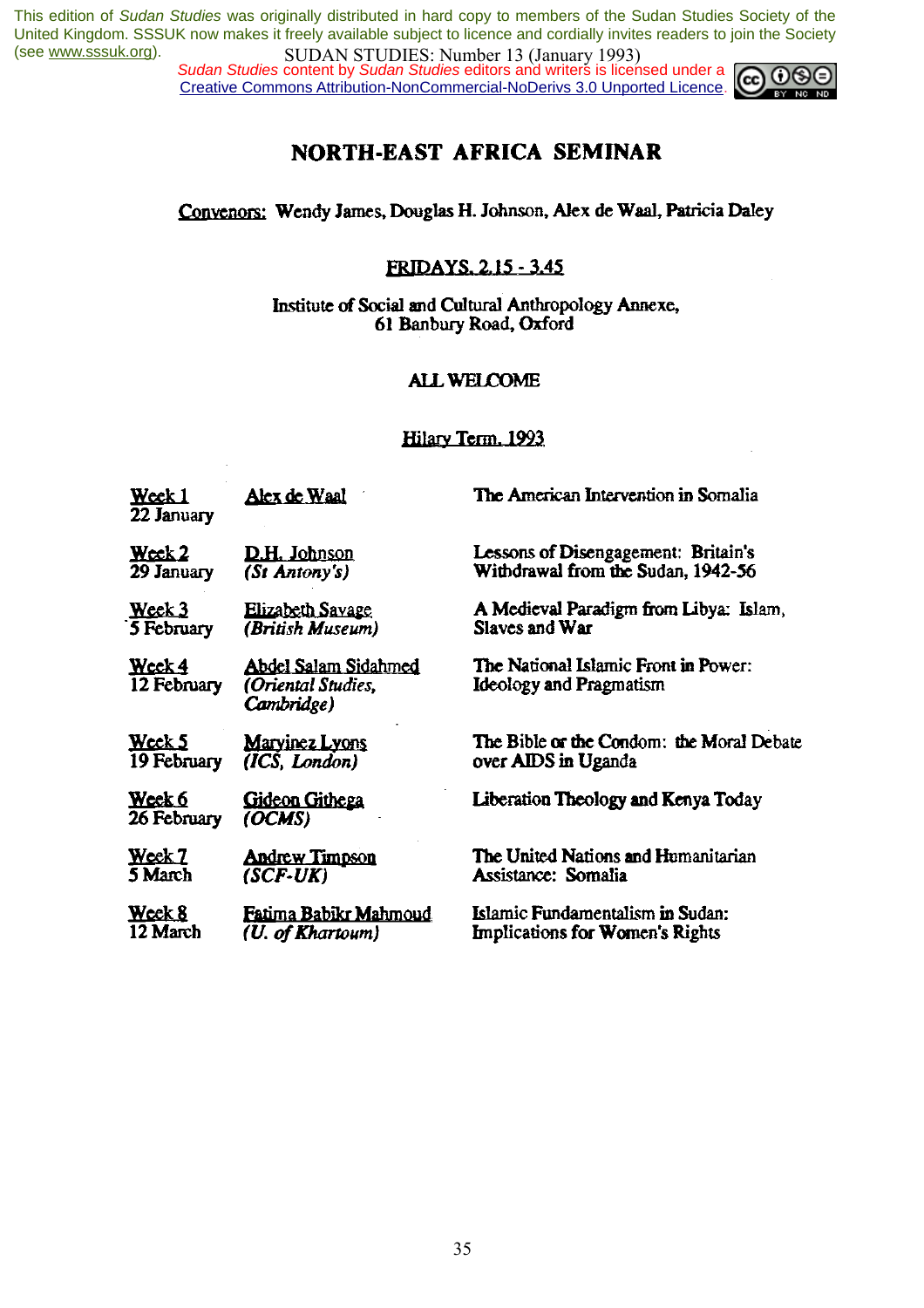# NORTH-EAST AFRICA SEMINAR

Convenors: Wendy James, Douglas H. Johnson, Alex de Waal, Patricia Daley

FRIDAYS, 2.15 - 3.45

Institute of Social and Cultural Anthropology Annexe,
61 Banbury Road, Oxford

ALL WELCOME

## Hilary Term, 1993

| | | |
|---|---|---|
| Week 1<br>22 January | Alex de Waal | The American Intervention in Somalia |
| Week 2<br>29 January | D.H. Johnson<br>*(St Antony's)* | Lessons of Disengagement: Britain's Withdrawal from the Sudan, 1942-56 |
| Week 3<br>5 February | Elizabeth Savage<br>*(British Museum)* | A Medieval Paradigm from Libya: Islam, Slaves and War |
| Week 4<br>12 February | Abdel Salam Sidahmed<br>*(Oriental Studies, Cambridge)* | The National Islamic Front in Power: Ideology and Pragmatism |
| Week 5<br>19 February | Maryinez Lyons<br>*(ICS, London)* | The Bible or the Condom: the Moral Debate over AIDS in Uganda |
| Week 6<br>26 February | Gideon Githega<br>*(OCMS)* | Liberation Theology and Kenya Today |
| Week 7<br>5 March | Andrew Timpson<br>*(SCF-UK)* | The United Nations and Humanitarian Assistance: Somalia |
| Week 8<br>12 March | Fatima Babikr Mahmoud<br>*(U. of Khartoum)* | Islamic Fundamentalism in Sudan: Implications for Women's Rights |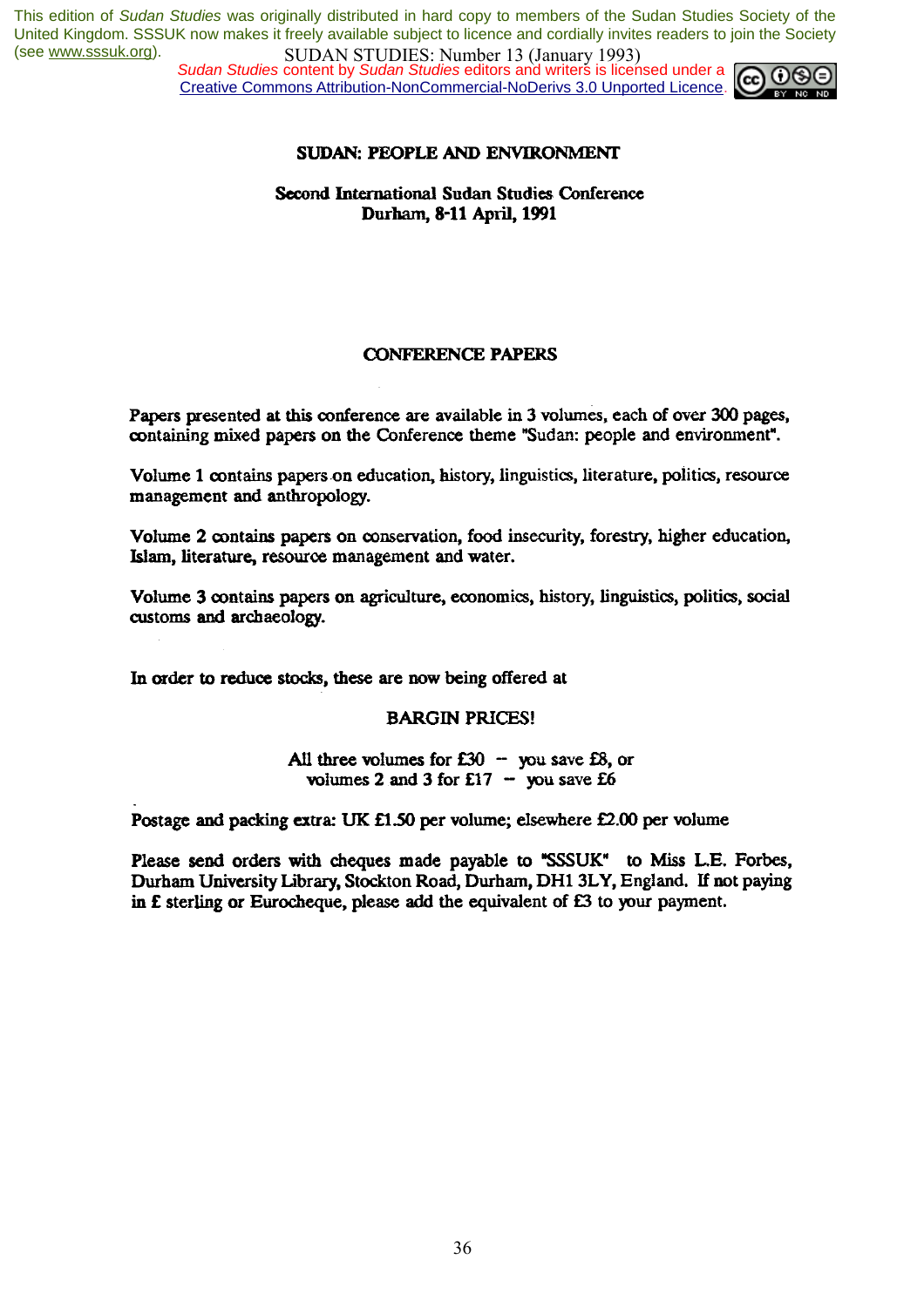# SUDAN: PEOPLE AND ENVIRONMENT

**Second International Sudan Studies Conference**
**Durham, 8-11 April, 1991**

## CONFERENCE PAPERS

Papers presented at this conference are available in 3 volumes, each of over 300 pages, containing mixed papers on the Conference theme "Sudan: people and environment".

Volume 1 contains papers on education, history, linguistics, literature, politics, resource management and anthropology.

Volume 2 contains papers on conservation, food insecurity, forestry, higher education, Islam, literature, resource management and water.

Volume 3 contains papers on agriculture, economics, history, linguistics, politics, social customs and archaeology.

In order to reduce stocks, these are now being offered at

**BARGIN PRICES!**

All three volumes for £30 -- you save £8, or
volumes 2 and 3 for £17 -- you save £6

Postage and packing extra: UK £1.50 per volume; elsewhere £2.00 per volume

Please send orders with cheques made payable to "SSSUK" to Miss L.E. Forbes, Durham University Library, Stockton Road, Durham, DH1 3LY, England. If not paying in £ sterling or Eurocheque, please add the equivalent of £3 to your payment.